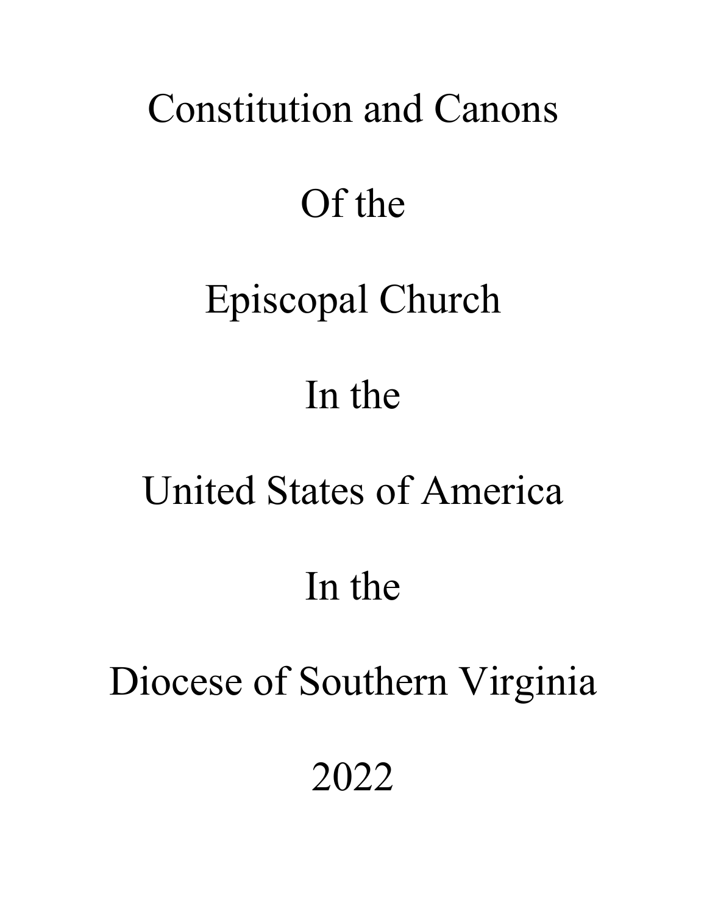# Constitution and Canons

# Of the

# Episcopal Church

# In the

# United States of America

# In the

# Diocese of Southern Virginia

# 2022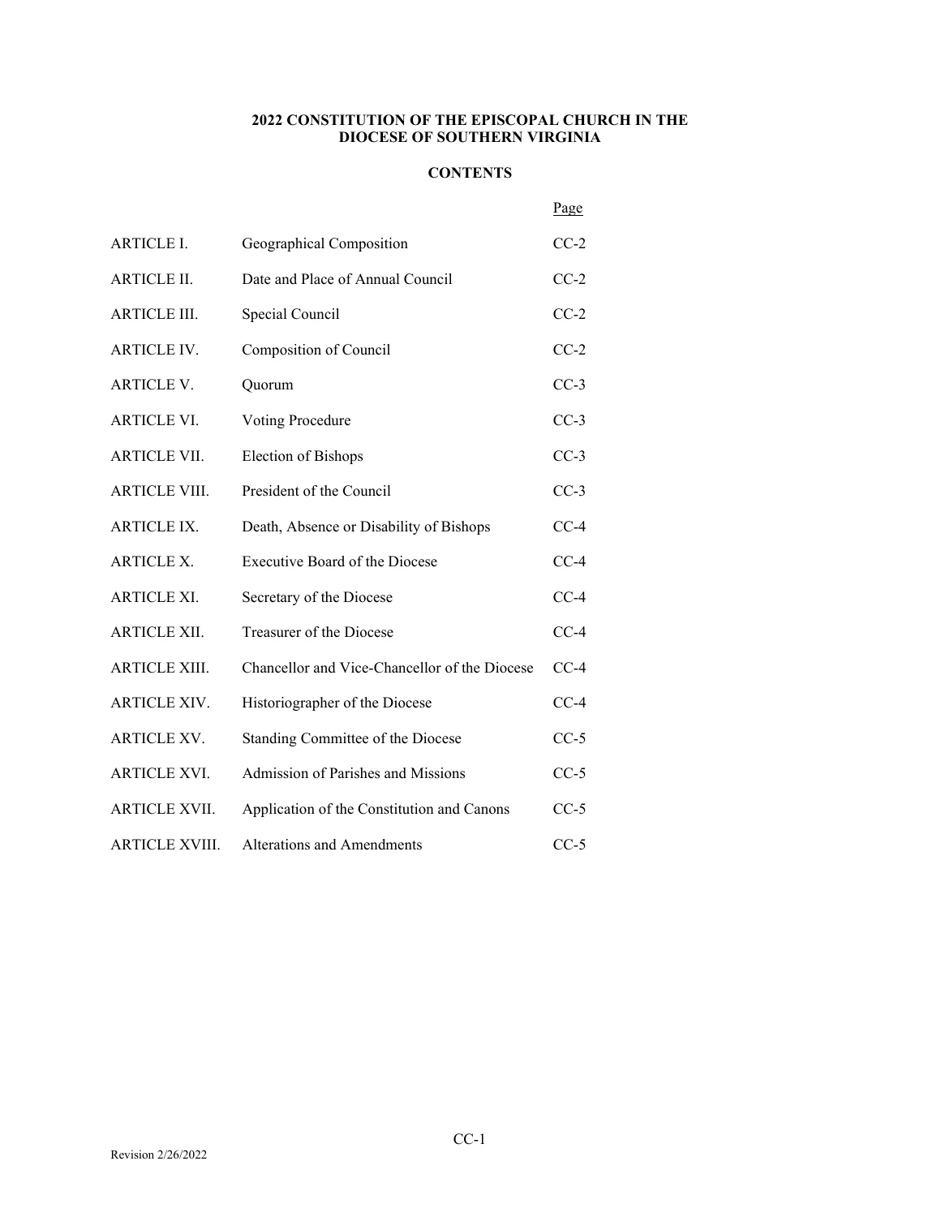**2022 CONSTITUTION OF THE EPISCOPAL CHURCH IN THE DIOCESE OF SOUTHERN VIRGINIA**

**CONTENTS**

| | | Page |
|---|---|---|
| ARTICLE I. | Geographical Composition | CC-2 |
| ARTICLE II. | Date and Place of Annual Council | CC-2 |
| ARTICLE III. | Special Council | CC-2 |
| ARTICLE IV. | Composition of Council | CC-2 |
| ARTICLE V. | Quorum | CC-3 |
| ARTICLE VI. | Voting Procedure | CC-3 |
| ARTICLE VII. | Election of Bishops | CC-3 |
| ARTICLE VIII. | President of the Council | CC-3 |
| ARTICLE IX. | Death, Absence or Disability of Bishops | CC-4 |
| ARTICLE X. | Executive Board of the Diocese | CC-4 |
| ARTICLE XI. | Secretary of the Diocese | CC-4 |
| ARTICLE XII. | Treasurer of the Diocese | CC-4 |
| ARTICLE XIII. | Chancellor and Vice-Chancellor of the Diocese | CC-4 |
| ARTICLE XIV. | Historiographer of the Diocese | CC-4 |
| ARTICLE XV. | Standing Committee of the Diocese | CC-5 |
| ARTICLE XVI. | Admission of Parishes and Missions | CC-5 |
| ARTICLE XVII. | Application of the Constitution and Canons | CC-5 |
| ARTICLE XVIII. | Alterations and Amendments | CC-5 |

Revision 2/26/2022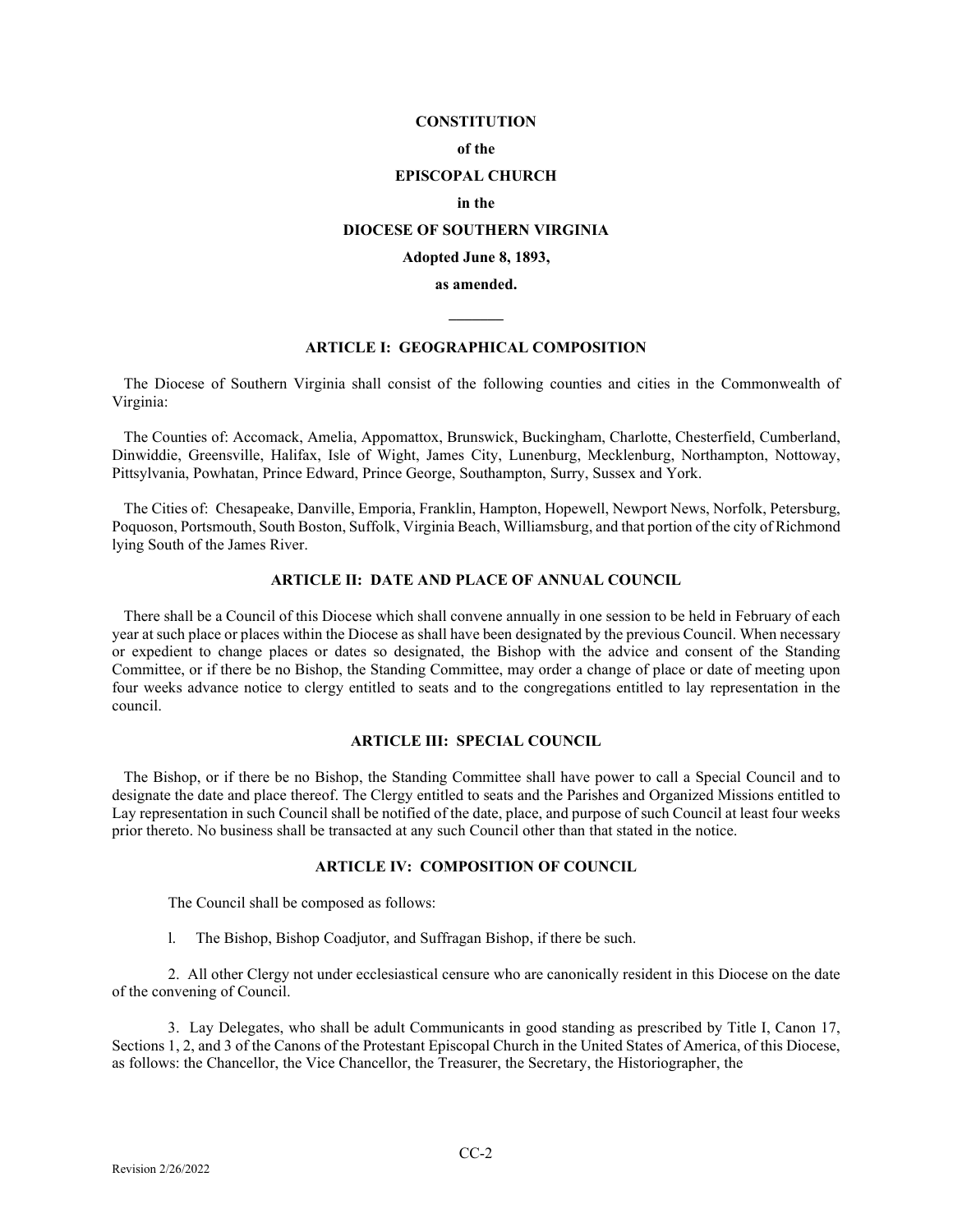**CONSTITUTION**

**of the**

**EPISCOPAL CHURCH**

**in the**

**DIOCESE OF SOUTHERN VIRGINIA**

**Adopted June 8, 1893,**

**as amended.**

---

## ARTICLE I: GEOGRAPHICAL COMPOSITION

The Diocese of Southern Virginia shall consist of the following counties and cities in the Commonwealth of Virginia:

The Counties of: Accomack, Amelia, Appomattox, Brunswick, Buckingham, Charlotte, Chesterfield, Cumberland, Dinwiddie, Greensville, Halifax, Isle of Wight, James City, Lunenburg, Mecklenburg, Northampton, Nottoway, Pittsylvania, Powhatan, Prince Edward, Prince George, Southampton, Surry, Sussex and York.

The Cities of: Chesapeake, Danville, Emporia, Franklin, Hampton, Hopewell, Newport News, Norfolk, Petersburg, Poquoson, Portsmouth, South Boston, Suffolk, Virginia Beach, Williamsburg, and that portion of the city of Richmond lying South of the James River.

## ARTICLE II: DATE AND PLACE OF ANNUAL COUNCIL

There shall be a Council of this Diocese which shall convene annually in one session to be held in February of each year at such place or places within the Diocese as shall have been designated by the previous Council. When necessary or expedient to change places or dates so designated, the Bishop with the advice and consent of the Standing Committee, or if there be no Bishop, the Standing Committee, may order a change of place or date of meeting upon four weeks advance notice to clergy entitled to seats and to the congregations entitled to lay representation in the council.

## ARTICLE III: SPECIAL COUNCIL

The Bishop, or if there be no Bishop, the Standing Committee shall have power to call a Special Council and to designate the date and place thereof. The Clergy entitled to seats and the Parishes and Organized Missions entitled to Lay representation in such Council shall be notified of the date, place, and purpose of such Council at least four weeks prior thereto. No business shall be transacted at any such Council other than that stated in the notice.

## ARTICLE IV: COMPOSITION OF COUNCIL

The Council shall be composed as follows:

1. The Bishop, Bishop Coadjutor, and Suffragan Bishop, if there be such.

2. All other Clergy not under ecclesiastical censure who are canonically resident in this Diocese on the date of the convening of Council.

3. Lay Delegates, who shall be adult Communicants in good standing as prescribed by Title I, Canon 17, Sections 1, 2, and 3 of the Canons of the Protestant Episcopal Church in the United States of America, of this Diocese, as follows: the Chancellor, the Vice Chancellor, the Treasurer, the Secretary, the Historiographer, the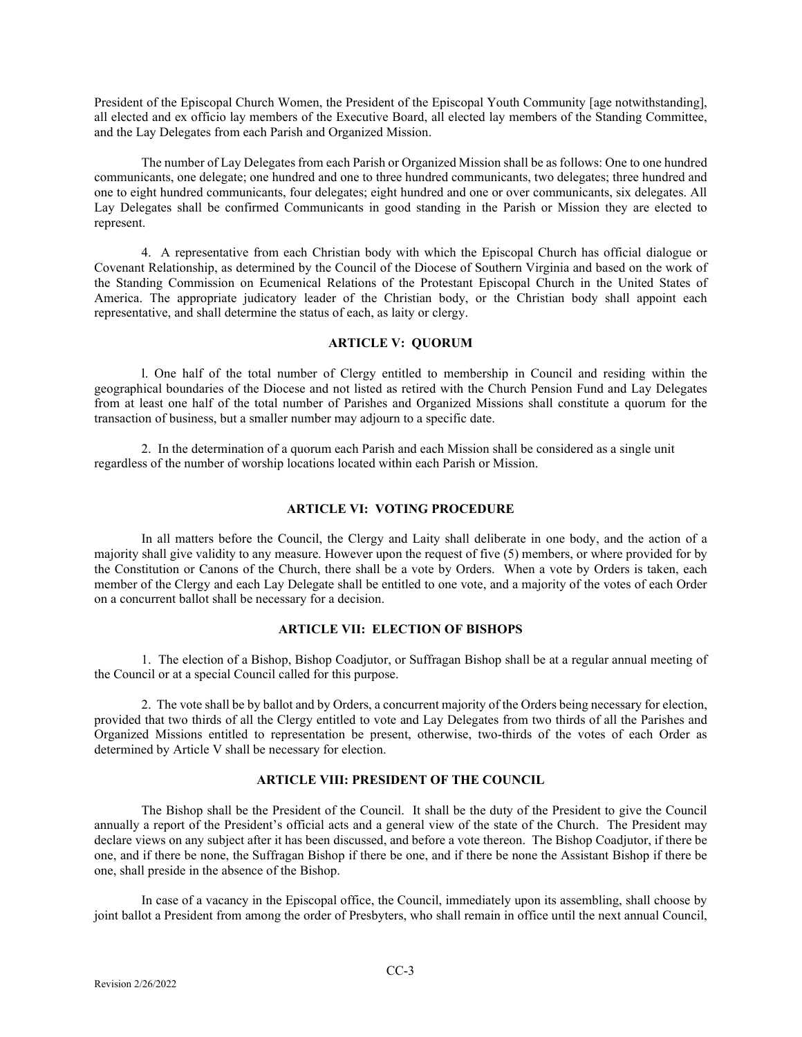President of the Episcopal Church Women, the President of the Episcopal Youth Community [age notwithstanding], all elected and ex officio lay members of the Executive Board, all elected lay members of the Standing Committee, and the Lay Delegates from each Parish and Organized Mission.

The number of Lay Delegates from each Parish or Organized Mission shall be as follows: One to one hundred communicants, one delegate; one hundred and one to three hundred communicants, two delegates; three hundred and one to eight hundred communicants, four delegates; eight hundred and one or over communicants, six delegates. All Lay Delegates shall be confirmed Communicants in good standing in the Parish or Mission they are elected to represent.

4. A representative from each Christian body with which the Episcopal Church has official dialogue or Covenant Relationship, as determined by the Council of the Diocese of Southern Virginia and based on the work of the Standing Commission on Ecumenical Relations of the Protestant Episcopal Church in the United States of America. The appropriate judicatory leader of the Christian body, or the Christian body shall appoint each representative, and shall determine the status of each, as laity or clergy.

## ARTICLE V: QUORUM

l. One half of the total number of Clergy entitled to membership in Council and residing within the geographical boundaries of the Diocese and not listed as retired with the Church Pension Fund and Lay Delegates from at least one half of the total number of Parishes and Organized Missions shall constitute a quorum for the transaction of business, but a smaller number may adjourn to a specific date.

2. In the determination of a quorum each Parish and each Mission shall be considered as a single unit regardless of the number of worship locations located within each Parish or Mission.

## ARTICLE VI: VOTING PROCEDURE

In all matters before the Council, the Clergy and Laity shall deliberate in one body, and the action of a majority shall give validity to any measure. However upon the request of five (5) members, or where provided for by the Constitution or Canons of the Church, there shall be a vote by Orders. When a vote by Orders is taken, each member of the Clergy and each Lay Delegate shall be entitled to one vote, and a majority of the votes of each Order on a concurrent ballot shall be necessary for a decision.

## ARTICLE VII: ELECTION OF BISHOPS

1. The election of a Bishop, Bishop Coadjutor, or Suffragan Bishop shall be at a regular annual meeting of the Council or at a special Council called for this purpose.

2. The vote shall be by ballot and by Orders, a concurrent majority of the Orders being necessary for election, provided that two thirds of all the Clergy entitled to vote and Lay Delegates from two thirds of all the Parishes and Organized Missions entitled to representation be present, otherwise, two-thirds of the votes of each Order as determined by Article V shall be necessary for election.

## ARTICLE VIII: PRESIDENT OF THE COUNCIL

The Bishop shall be the President of the Council. It shall be the duty of the President to give the Council annually a report of the President's official acts and a general view of the state of the Church. The President may declare views on any subject after it has been discussed, and before a vote thereon. The Bishop Coadjutor, if there be one, and if there be none, the Suffragan Bishop if there be one, and if there be none the Assistant Bishop if there be one, shall preside in the absence of the Bishop.

In case of a vacancy in the Episcopal office, the Council, immediately upon its assembling, shall choose by joint ballot a President from among the order of Presbyters, who shall remain in office until the next annual Council,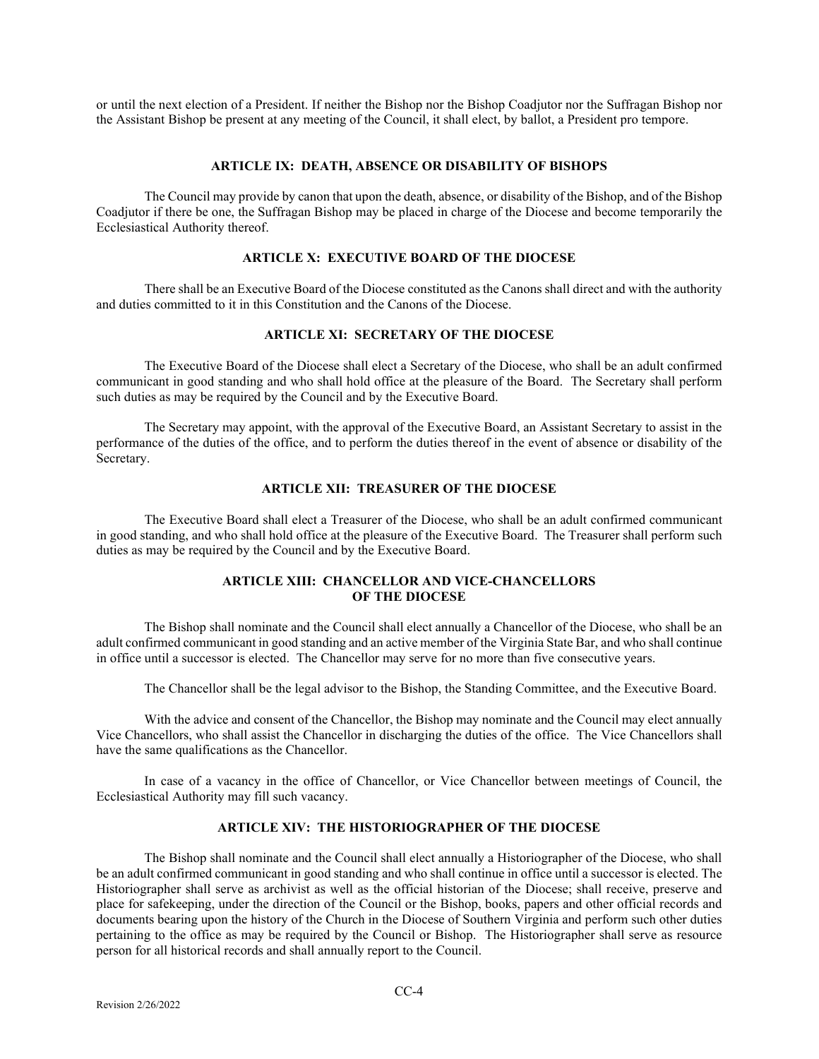or until the next election of a President. If neither the Bishop nor the Bishop Coadjutor nor the Suffragan Bishop nor the Assistant Bishop be present at any meeting of the Council, it shall elect, by ballot, a President pro tempore.

## ARTICLE IX: DEATH, ABSENCE OR DISABILITY OF BISHOPS

The Council may provide by canon that upon the death, absence, or disability of the Bishop, and of the Bishop Coadjutor if there be one, the Suffragan Bishop may be placed in charge of the Diocese and become temporarily the Ecclesiastical Authority thereof.

## ARTICLE X: EXECUTIVE BOARD OF THE DIOCESE

There shall be an Executive Board of the Diocese constituted as the Canons shall direct and with the authority and duties committed to it in this Constitution and the Canons of the Diocese.

## ARTICLE XI: SECRETARY OF THE DIOCESE

The Executive Board of the Diocese shall elect a Secretary of the Diocese, who shall be an adult confirmed communicant in good standing and who shall hold office at the pleasure of the Board. The Secretary shall perform such duties as may be required by the Council and by the Executive Board.

The Secretary may appoint, with the approval of the Executive Board, an Assistant Secretary to assist in the performance of the duties of the office, and to perform the duties thereof in the event of absence or disability of the Secretary.

## ARTICLE XII: TREASURER OF THE DIOCESE

The Executive Board shall elect a Treasurer of the Diocese, who shall be an adult confirmed communicant in good standing, and who shall hold office at the pleasure of the Executive Board. The Treasurer shall perform such duties as may be required by the Council and by the Executive Board.

## ARTICLE XIII: CHANCELLOR AND VICE-CHANCELLORS OF THE DIOCESE

The Bishop shall nominate and the Council shall elect annually a Chancellor of the Diocese, who shall be an adult confirmed communicant in good standing and an active member of the Virginia State Bar, and who shall continue in office until a successor is elected. The Chancellor may serve for no more than five consecutive years.

The Chancellor shall be the legal advisor to the Bishop, the Standing Committee, and the Executive Board.

With the advice and consent of the Chancellor, the Bishop may nominate and the Council may elect annually Vice Chancellors, who shall assist the Chancellor in discharging the duties of the office. The Vice Chancellors shall have the same qualifications as the Chancellor.

In case of a vacancy in the office of Chancellor, or Vice Chancellor between meetings of Council, the Ecclesiastical Authority may fill such vacancy.

## ARTICLE XIV: THE HISTORIOGRAPHER OF THE DIOCESE

The Bishop shall nominate and the Council shall elect annually a Historiographer of the Diocese, who shall be an adult confirmed communicant in good standing and who shall continue in office until a successor is elected. The Historiographer shall serve as archivist as well as the official historian of the Diocese; shall receive, preserve and place for safekeeping, under the direction of the Council or the Bishop, books, papers and other official records and documents bearing upon the history of the Church in the Diocese of Southern Virginia and perform such other duties pertaining to the office as may be required by the Council or Bishop. The Historiographer shall serve as resource person for all historical records and shall annually report to the Council.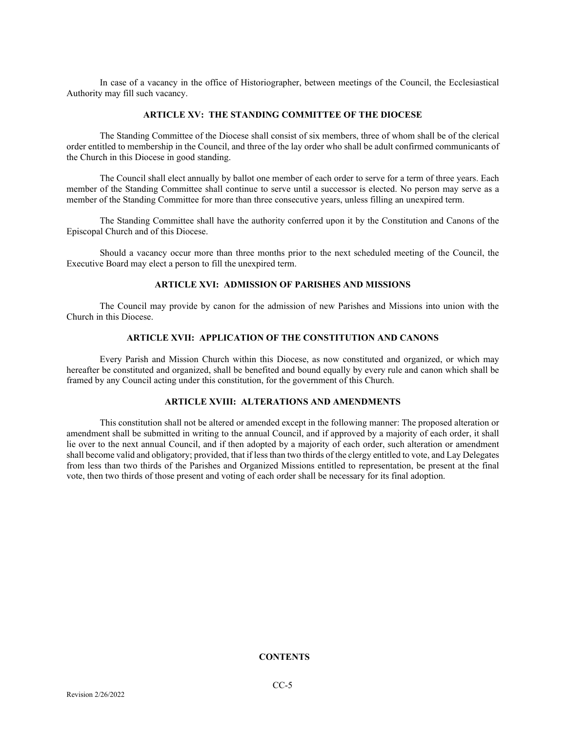In case of a vacancy in the office of Historiographer, between meetings of the Council, the Ecclesiastical Authority may fill such vacancy.

### ARTICLE XV: THE STANDING COMMITTEE OF THE DIOCESE

The Standing Committee of the Diocese shall consist of six members, three of whom shall be of the clerical order entitled to membership in the Council, and three of the lay order who shall be adult confirmed communicants of the Church in this Diocese in good standing.

The Council shall elect annually by ballot one member of each order to serve for a term of three years. Each member of the Standing Committee shall continue to serve until a successor is elected. No person may serve as a member of the Standing Committee for more than three consecutive years, unless filling an unexpired term.

The Standing Committee shall have the authority conferred upon it by the Constitution and Canons of the Episcopal Church and of this Diocese.

Should a vacancy occur more than three months prior to the next scheduled meeting of the Council, the Executive Board may elect a person to fill the unexpired term.

### ARTICLE XVI: ADMISSION OF PARISHES AND MISSIONS

The Council may provide by canon for the admission of new Parishes and Missions into union with the Church in this Diocese.

### ARTICLE XVII: APPLICATION OF THE CONSTITUTION AND CANONS

Every Parish and Mission Church within this Diocese, as now constituted and organized, or which may hereafter be constituted and organized, shall be benefited and bound equally by every rule and canon which shall be framed by any Council acting under this constitution, for the government of this Church.

### ARTICLE XVIII: ALTERATIONS AND AMENDMENTS

This constitution shall not be altered or amended except in the following manner: The proposed alteration or amendment shall be submitted in writing to the annual Council, and if approved by a majority of each order, it shall lie over to the next annual Council, and if then adopted by a majority of each order, such alteration or amendment shall become valid and obligatory; provided, that if less than two thirds of the clergy entitled to vote, and Lay Delegates from less than two thirds of the Parishes and Organized Missions entitled to representation, be present at the final vote, then two thirds of those present and voting of each order shall be necessary for its final adoption.

**CONTENTS**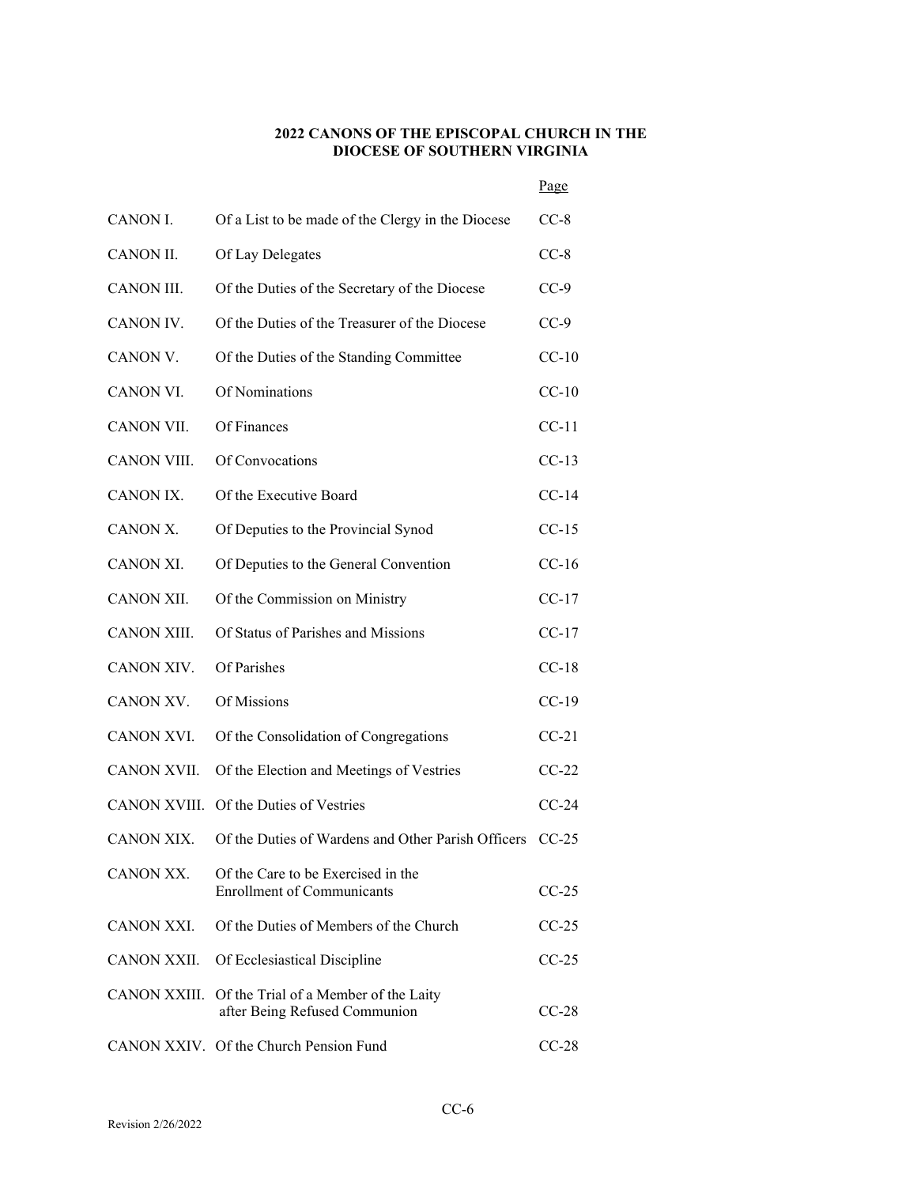**2022 CANONS OF THE EPISCOPAL CHURCH IN THE DIOCESE OF SOUTHERN VIRGINIA**

| | | Page |
|---|---|---|
| CANON I. | Of a List to be made of the Clergy in the Diocese | CC-8 |
| CANON II. | Of Lay Delegates | CC-8 |
| CANON III. | Of the Duties of the Secretary of the Diocese | CC-9 |
| CANON IV. | Of the Duties of the Treasurer of the Diocese | CC-9 |
| CANON V. | Of the Duties of the Standing Committee | CC-10 |
| CANON VI. | Of Nominations | CC-10 |
| CANON VII. | Of Finances | CC-11 |
| CANON VIII. | Of Convocations | CC-13 |
| CANON IX. | Of the Executive Board | CC-14 |
| CANON X. | Of Deputies to the Provincial Synod | CC-15 |
| CANON XI. | Of Deputies to the General Convention | CC-16 |
| CANON XII. | Of the Commission on Ministry | CC-17 |
| CANON XIII. | Of Status of Parishes and Missions | CC-17 |
| CANON XIV. | Of Parishes | CC-18 |
| CANON XV. | Of Missions | CC-19 |
| CANON XVI. | Of the Consolidation of Congregations | CC-21 |
| CANON XVII. | Of the Election and Meetings of Vestries | CC-22 |
| CANON XVIII. | Of the Duties of Vestries | CC-24 |
| CANON XIX. | Of the Duties of Wardens and Other Parish Officers | CC-25 |
| CANON XX. | Of the Care to be Exercised in the Enrollment of Communicants | CC-25 |
| CANON XXI. | Of the Duties of Members of the Church | CC-25 |
| CANON XXII. | Of Ecclesiastical Discipline | CC-25 |
| CANON XXIII. | Of the Trial of a Member of the Laity after Being Refused Communion | CC-28 |
| CANON XXIV. | Of the Church Pension Fund | CC-28 |

Revision 2/26/2022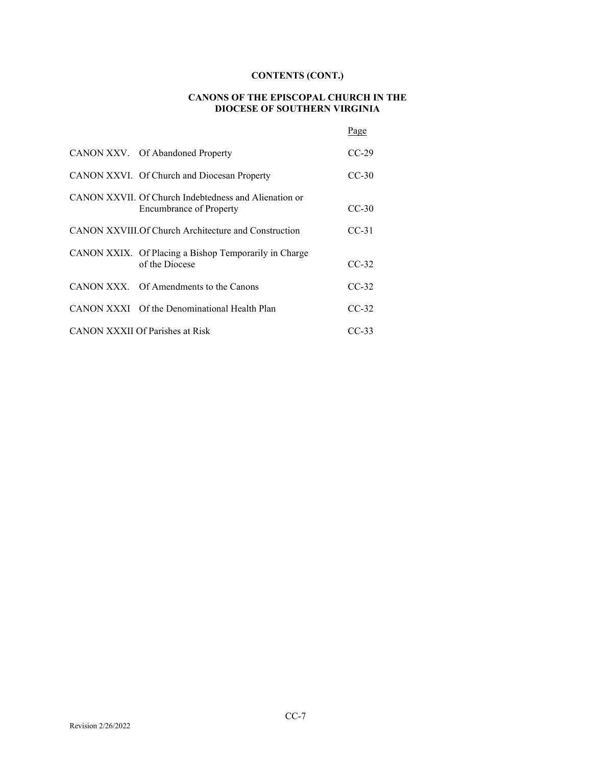**CONTENTS (CONT.)**

**CANONS OF THE EPISCOPAL CHURCH IN THE DIOCESE OF SOUTHERN VIRGINIA**

| | | Page |
|---|---|---|
| CANON XXV. | Of Abandoned Property | CC-29 |
| CANON XXVI. | Of Church and Diocesan Property | CC-30 |
| CANON XXVII. | Of Church Indebtedness and Alienation or Encumbrance of Property | CC-30 |
| CANON XXVIII. | Of Church Architecture and Construction | CC-31 |
| CANON XXIX. | Of Placing a Bishop Temporarily in Charge of the Diocese | CC-32 |
| CANON XXX. | Of Amendments to the Canons | CC-32 |
| CANON XXXI | Of the Denominational Health Plan | CC-32 |
| CANON XXXII | Of Parishes at Risk | CC-33 |

Revision 2/26/2022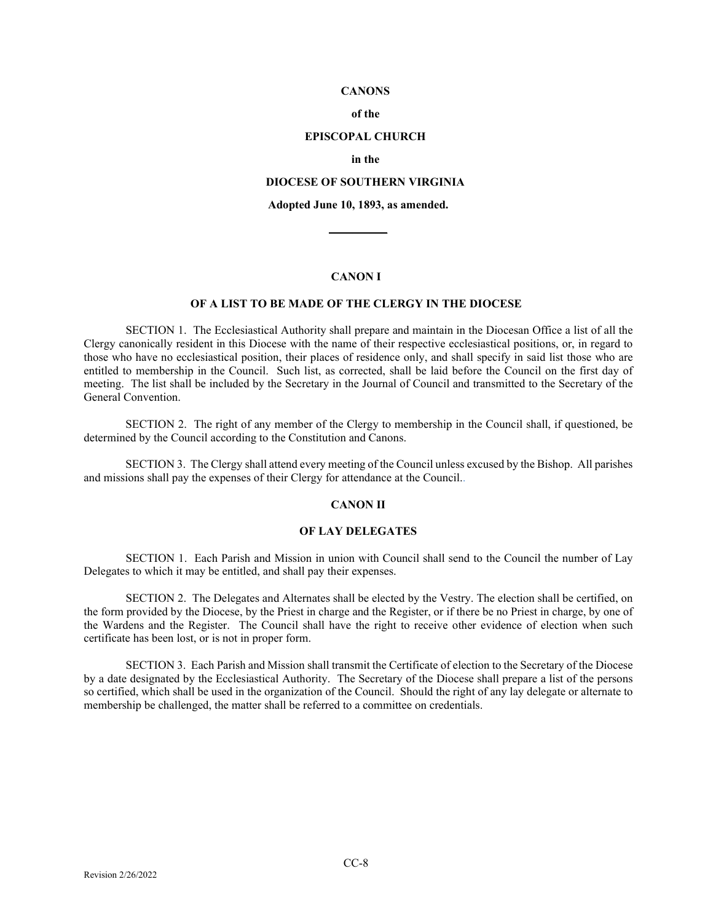**CANONS**

**of the**

**EPISCOPAL CHURCH**

**in the**

**DIOCESE OF SOUTHERN VIRGINIA**

**Adopted June 10, 1893, as amended.**

---

## CANON I

### OF A LIST TO BE MADE OF THE CLERGY IN THE DIOCESE

SECTION 1. The Ecclesiastical Authority shall prepare and maintain in the Diocesan Office a list of all the Clergy canonically resident in this Diocese with the name of their respective ecclesiastical positions, or, in regard to those who have no ecclesiastical position, their places of residence only, and shall specify in said list those who are entitled to membership in the Council. Such list, as corrected, shall be laid before the Council on the first day of meeting. The list shall be included by the Secretary in the Journal of Council and transmitted to the Secretary of the General Convention.

SECTION 2. The right of any member of the Clergy to membership in the Council shall, if questioned, be determined by the Council according to the Constitution and Canons.

SECTION 3. The Clergy shall attend every meeting of the Council unless excused by the Bishop. All parishes and missions shall pay the expenses of their Clergy for attendance at the Council..

## CANON II

### OF LAY DELEGATES

SECTION 1. Each Parish and Mission in union with Council shall send to the Council the number of Lay Delegates to which it may be entitled, and shall pay their expenses.

SECTION 2. The Delegates and Alternates shall be elected by the Vestry. The election shall be certified, on the form provided by the Diocese, by the Priest in charge and the Register, or if there be no Priest in charge, by one of the Wardens and the Register. The Council shall have the right to receive other evidence of election when such certificate has been lost, or is not in proper form.

SECTION 3. Each Parish and Mission shall transmit the Certificate of election to the Secretary of the Diocese by a date designated by the Ecclesiastical Authority. The Secretary of the Diocese shall prepare a list of the persons so certified, which shall be used in the organization of the Council. Should the right of any lay delegate or alternate to membership be challenged, the matter shall be referred to a committee on credentials.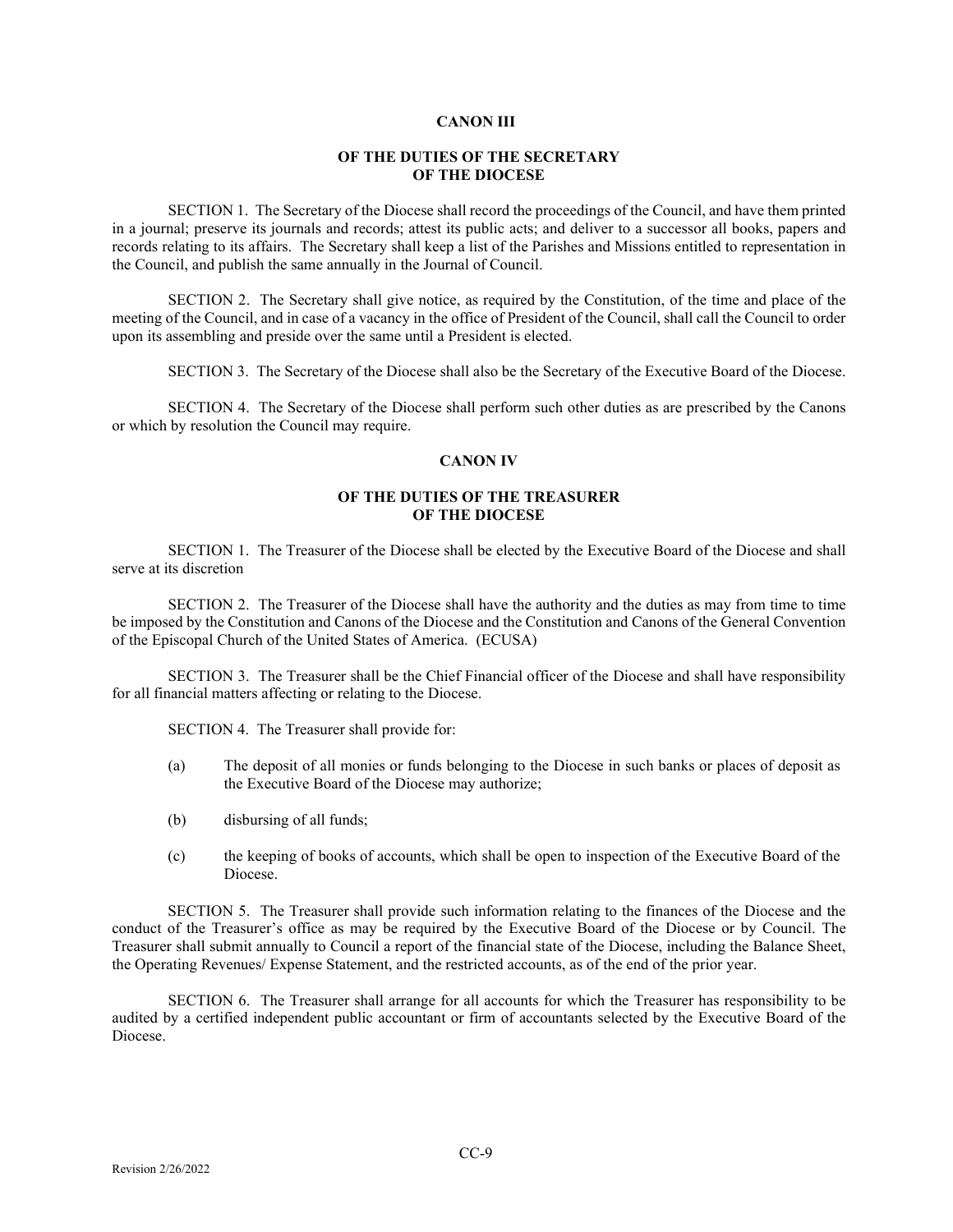## CANON III

### OF THE DUTIES OF THE SECRETARY OF THE DIOCESE

SECTION 1. The Secretary of the Diocese shall record the proceedings of the Council, and have them printed in a journal; preserve its journals and records; attest its public acts; and deliver to a successor all books, papers and records relating to its affairs. The Secretary shall keep a list of the Parishes and Missions entitled to representation in the Council, and publish the same annually in the Journal of Council.

SECTION 2. The Secretary shall give notice, as required by the Constitution, of the time and place of the meeting of the Council, and in case of a vacancy in the office of President of the Council, shall call the Council to order upon its assembling and preside over the same until a President is elected.

SECTION 3. The Secretary of the Diocese shall also be the Secretary of the Executive Board of the Diocese.

SECTION 4. The Secretary of the Diocese shall perform such other duties as are prescribed by the Canons or which by resolution the Council may require.

## CANON IV

### OF THE DUTIES OF THE TREASURER OF THE DIOCESE

SECTION 1. The Treasurer of the Diocese shall be elected by the Executive Board of the Diocese and shall serve at its discretion

SECTION 2. The Treasurer of the Diocese shall have the authority and the duties as may from time to time be imposed by the Constitution and Canons of the Diocese and the Constitution and Canons of the General Convention of the Episcopal Church of the United States of America. (ECUSA)

SECTION 3. The Treasurer shall be the Chief Financial officer of the Diocese and shall have responsibility for all financial matters affecting or relating to the Diocese.

SECTION 4. The Treasurer shall provide for:

(a) The deposit of all monies or funds belonging to the Diocese in such banks or places of deposit as the Executive Board of the Diocese may authorize;

(b) disbursing of all funds;

(c) the keeping of books of accounts, which shall be open to inspection of the Executive Board of the Diocese.

SECTION 5. The Treasurer shall provide such information relating to the finances of the Diocese and the conduct of the Treasurer's office as may be required by the Executive Board of the Diocese or by Council. The Treasurer shall submit annually to Council a report of the financial state of the Diocese, including the Balance Sheet, the Operating Revenues/ Expense Statement, and the restricted accounts, as of the end of the prior year.

SECTION 6. The Treasurer shall arrange for all accounts for which the Treasurer has responsibility to be audited by a certified independent public accountant or firm of accountants selected by the Executive Board of the Diocese.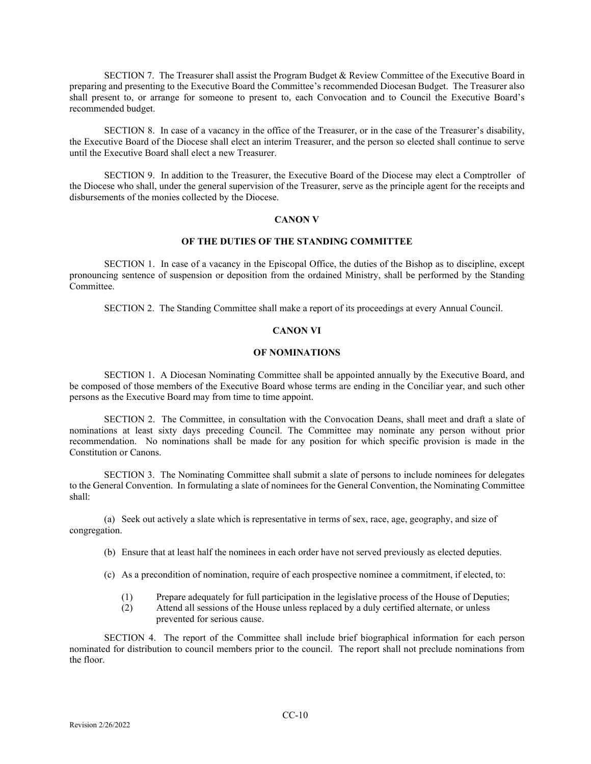SECTION 7. The Treasurer shall assist the Program Budget & Review Committee of the Executive Board in preparing and presenting to the Executive Board the Committee's recommended Diocesan Budget. The Treasurer also shall present to, or arrange for someone to present to, each Convocation and to Council the Executive Board's recommended budget.

SECTION 8. In case of a vacancy in the office of the Treasurer, or in the case of the Treasurer's disability, the Executive Board of the Diocese shall elect an interim Treasurer, and the person so elected shall continue to serve until the Executive Board shall elect a new Treasurer.

SECTION 9. In addition to the Treasurer, the Executive Board of the Diocese may elect a Comptroller of the Diocese who shall, under the general supervision of the Treasurer, serve as the principle agent for the receipts and disbursements of the monies collected by the Diocese.

## CANON V

### OF THE DUTIES OF THE STANDING COMMITTEE

SECTION 1. In case of a vacancy in the Episcopal Office, the duties of the Bishop as to discipline, except pronouncing sentence of suspension or deposition from the ordained Ministry, shall be performed by the Standing Committee.

SECTION 2. The Standing Committee shall make a report of its proceedings at every Annual Council.

## CANON VI

### OF NOMINATIONS

SECTION 1. A Diocesan Nominating Committee shall be appointed annually by the Executive Board, and be composed of those members of the Executive Board whose terms are ending in the Conciliar year, and such other persons as the Executive Board may from time to time appoint.

SECTION 2. The Committee, in consultation with the Convocation Deans, shall meet and draft a slate of nominations at least sixty days preceding Council. The Committee may nominate any person without prior recommendation. No nominations shall be made for any position for which specific provision is made in the Constitution or Canons.

SECTION 3. The Nominating Committee shall submit a slate of persons to include nominees for delegates to the General Convention. In formulating a slate of nominees for the General Convention, the Nominating Committee shall:

(a) Seek out actively a slate which is representative in terms of sex, race, age, geography, and size of congregation.

(b) Ensure that at least half the nominees in each order have not served previously as elected deputies.

(c) As a precondition of nomination, require of each prospective nominee a commitment, if elected, to:

(1) Prepare adequately for full participation in the legislative process of the House of Deputies;
(2) Attend all sessions of the House unless replaced by a duly certified alternate, or unless prevented for serious cause.

SECTION 4. The report of the Committee shall include brief biographical information for each person nominated for distribution to council members prior to the council. The report shall not preclude nominations from the floor.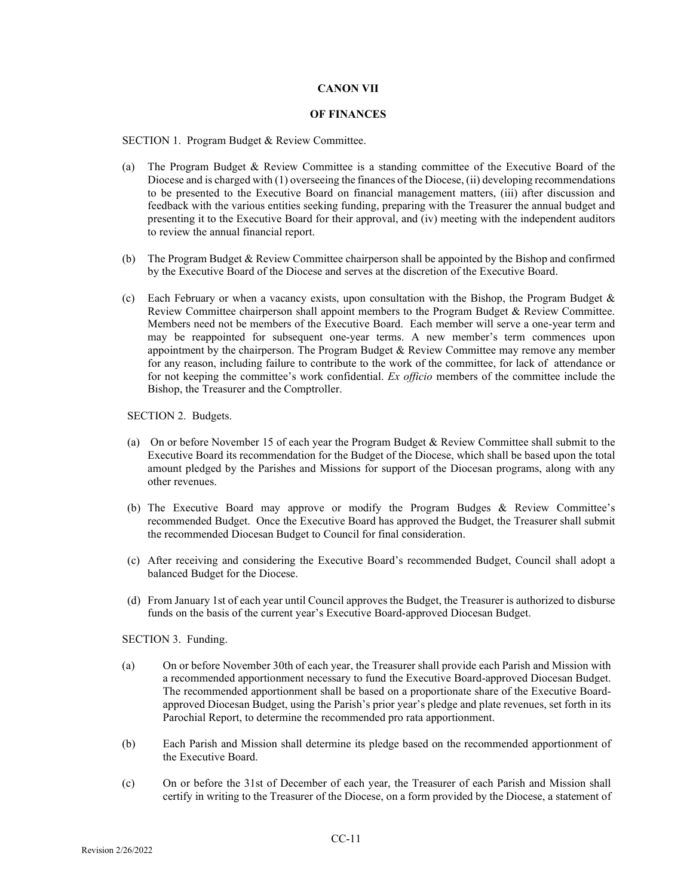## CANON VII

## OF FINANCES

SECTION 1. Program Budget & Review Committee.

(a) The Program Budget & Review Committee is a standing committee of the Executive Board of the Diocese and is charged with (1) overseeing the finances of the Diocese, (ii) developing recommendations to be presented to the Executive Board on financial management matters, (iii) after discussion and feedback with the various entities seeking funding, preparing with the Treasurer the annual budget and presenting it to the Executive Board for their approval, and (iv) meeting with the independent auditors to review the annual financial report.

(b) The Program Budget & Review Committee chairperson shall be appointed by the Bishop and confirmed by the Executive Board of the Diocese and serves at the discretion of the Executive Board.

(c) Each February or when a vacancy exists, upon consultation with the Bishop, the Program Budget & Review Committee chairperson shall appoint members to the Program Budget & Review Committee. Members need not be members of the Executive Board. Each member will serve a one-year term and may be reappointed for subsequent one-year terms. A new member's term commences upon appointment by the chairperson. The Program Budget & Review Committee may remove any member for any reason, including failure to contribute to the work of the committee, for lack of attendance or for not keeping the committee's work confidential. *Ex officio* members of the committee include the Bishop, the Treasurer and the Comptroller.

SECTION 2. Budgets.

(a) On or before November 15 of each year the Program Budget & Review Committee shall submit to the Executive Board its recommendation for the Budget of the Diocese, which shall be based upon the total amount pledged by the Parishes and Missions for support of the Diocesan programs, along with any other revenues.

(b) The Executive Board may approve or modify the Program Budges & Review Committee's recommended Budget. Once the Executive Board has approved the Budget, the Treasurer shall submit the recommended Diocesan Budget to Council for final consideration.

(c) After receiving and considering the Executive Board's recommended Budget, Council shall adopt a balanced Budget for the Diocese.

(d) From January 1st of each year until Council approves the Budget, the Treasurer is authorized to disburse funds on the basis of the current year's Executive Board-approved Diocesan Budget.

SECTION 3. Funding.

(a) On or before November 30th of each year, the Treasurer shall provide each Parish and Mission with a recommended apportionment necessary to fund the Executive Board-approved Diocesan Budget. The recommended apportionment shall be based on a proportionate share of the Executive Board-approved Diocesan Budget, using the Parish's prior year's pledge and plate revenues, set forth in its Parochial Report, to determine the recommended pro rata apportionment.

(b) Each Parish and Mission shall determine its pledge based on the recommended apportionment of the Executive Board.

(c) On or before the 31st of December of each year, the Treasurer of each Parish and Mission shall certify in writing to the Treasurer of the Diocese, on a form provided by the Diocese, a statement of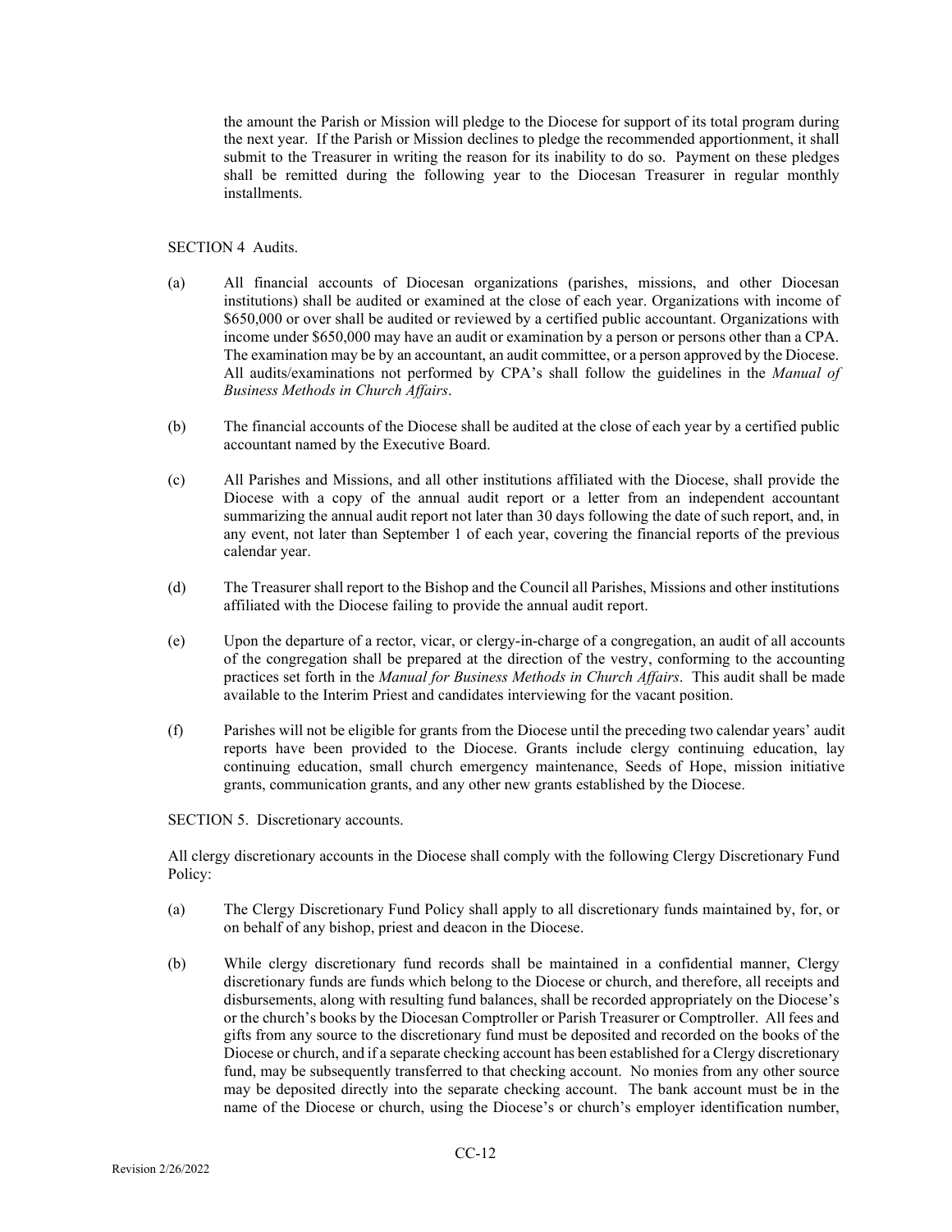the amount the Parish or Mission will pledge to the Diocese for support of its total program during the next year. If the Parish or Mission declines to pledge the recommended apportionment, it shall submit to the Treasurer in writing the reason for its inability to do so. Payment on these pledges shall be remitted during the following year to the Diocesan Treasurer in regular monthly installments.

SECTION 4 Audits.

(a) All financial accounts of Diocesan organizations (parishes, missions, and other Diocesan institutions) shall be audited or examined at the close of each year. Organizations with income of $650,000 or over shall be audited or reviewed by a certified public accountant. Organizations with income under $650,000 may have an audit or examination by a person or persons other than a CPA. The examination may be by an accountant, an audit committee, or a person approved by the Diocese. All audits/examinations not performed by CPA's shall follow the guidelines in the *Manual of Business Methods in Church Affairs*.

(b) The financial accounts of the Diocese shall be audited at the close of each year by a certified public accountant named by the Executive Board.

(c) All Parishes and Missions, and all other institutions affiliated with the Diocese, shall provide the Diocese with a copy of the annual audit report or a letter from an independent accountant summarizing the annual audit report not later than 30 days following the date of such report, and, in any event, not later than September 1 of each year, covering the financial reports of the previous calendar year.

(d) The Treasurer shall report to the Bishop and the Council all Parishes, Missions and other institutions affiliated with the Diocese failing to provide the annual audit report.

(e) Upon the departure of a rector, vicar, or clergy-in-charge of a congregation, an audit of all accounts of the congregation shall be prepared at the direction of the vestry, conforming to the accounting practices set forth in the *Manual for Business Methods in Church Affairs*. This audit shall be made available to the Interim Priest and candidates interviewing for the vacant position.

(f) Parishes will not be eligible for grants from the Diocese until the preceding two calendar years' audit reports have been provided to the Diocese. Grants include clergy continuing education, lay continuing education, small church emergency maintenance, Seeds of Hope, mission initiative grants, communication grants, and any other new grants established by the Diocese.

SECTION 5. Discretionary accounts.

All clergy discretionary accounts in the Diocese shall comply with the following Clergy Discretionary Fund Policy:

(a) The Clergy Discretionary Fund Policy shall apply to all discretionary funds maintained by, for, or on behalf of any bishop, priest and deacon in the Diocese.

(b) While clergy discretionary fund records shall be maintained in a confidential manner, Clergy discretionary funds are funds which belong to the Diocese or church, and therefore, all receipts and disbursements, along with resulting fund balances, shall be recorded appropriately on the Diocese's or the church's books by the Diocesan Comptroller or Parish Treasurer or Comptroller. All fees and gifts from any source to the discretionary fund must be deposited and recorded on the books of the Diocese or church, and if a separate checking account has been established for a Clergy discretionary fund, may be subsequently transferred to that checking account. No monies from any other source may be deposited directly into the separate checking account. The bank account must be in the name of the Diocese or church, using the Diocese's or church's employer identification number,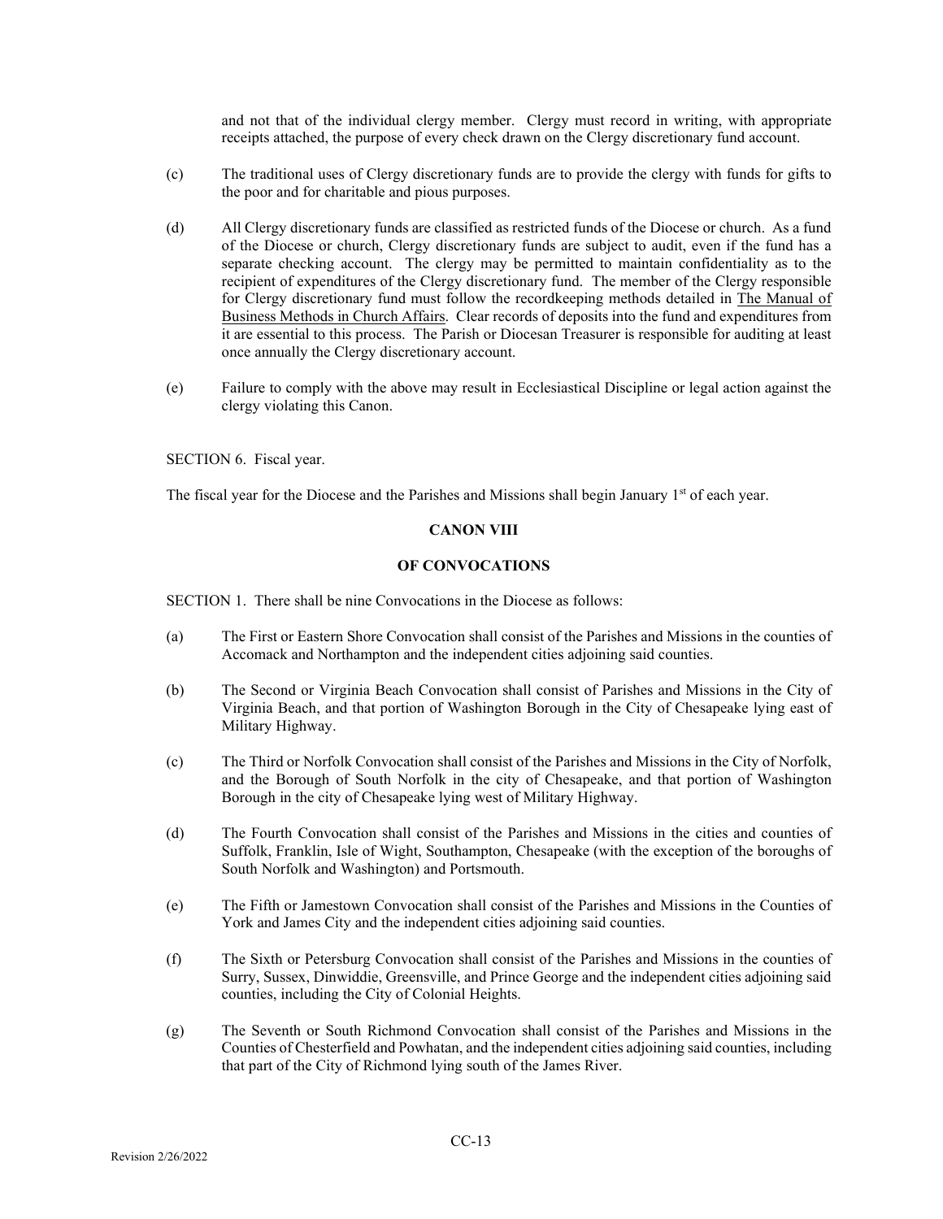and not that of the individual clergy member. Clergy must record in writing, with appropriate receipts attached, the purpose of every check drawn on the Clergy discretionary fund account.

(c) The traditional uses of Clergy discretionary funds are to provide the clergy with funds for gifts to the poor and for charitable and pious purposes.

(d) All Clergy discretionary funds are classified as restricted funds of the Diocese or church. As a fund of the Diocese or church, Clergy discretionary funds are subject to audit, even if the fund has a separate checking account. The clergy may be permitted to maintain confidentiality as to the recipient of expenditures of the Clergy discretionary fund. The member of the Clergy responsible for Clergy discretionary fund must follow the recordkeeping methods detailed in The Manual of Business Methods in Church Affairs. Clear records of deposits into the fund and expenditures from it are essential to this process. The Parish or Diocesan Treasurer is responsible for auditing at least once annually the Clergy discretionary account.

(e) Failure to comply with the above may result in Ecclesiastical Discipline or legal action against the clergy violating this Canon.

SECTION 6. Fiscal year.

The fiscal year for the Diocese and the Parishes and Missions shall begin January 1st of each year.

## CANON VIII

### OF CONVOCATIONS

SECTION 1. There shall be nine Convocations in the Diocese as follows:

(a) The First or Eastern Shore Convocation shall consist of the Parishes and Missions in the counties of Accomack and Northampton and the independent cities adjoining said counties.

(b) The Second or Virginia Beach Convocation shall consist of Parishes and Missions in the City of Virginia Beach, and that portion of Washington Borough in the City of Chesapeake lying east of Military Highway.

(c) The Third or Norfolk Convocation shall consist of the Parishes and Missions in the City of Norfolk, and the Borough of South Norfolk in the city of Chesapeake, and that portion of Washington Borough in the city of Chesapeake lying west of Military Highway.

(d) The Fourth Convocation shall consist of the Parishes and Missions in the cities and counties of Suffolk, Franklin, Isle of Wight, Southampton, Chesapeake (with the exception of the boroughs of South Norfolk and Washington) and Portsmouth.

(e) The Fifth or Jamestown Convocation shall consist of the Parishes and Missions in the Counties of York and James City and the independent cities adjoining said counties.

(f) The Sixth or Petersburg Convocation shall consist of the Parishes and Missions in the counties of Surry, Sussex, Dinwiddie, Greensville, and Prince George and the independent cities adjoining said counties, including the City of Colonial Heights.

(g) The Seventh or South Richmond Convocation shall consist of the Parishes and Missions in the Counties of Chesterfield and Powhatan, and the independent cities adjoining said counties, including that part of the City of Richmond lying south of the James River.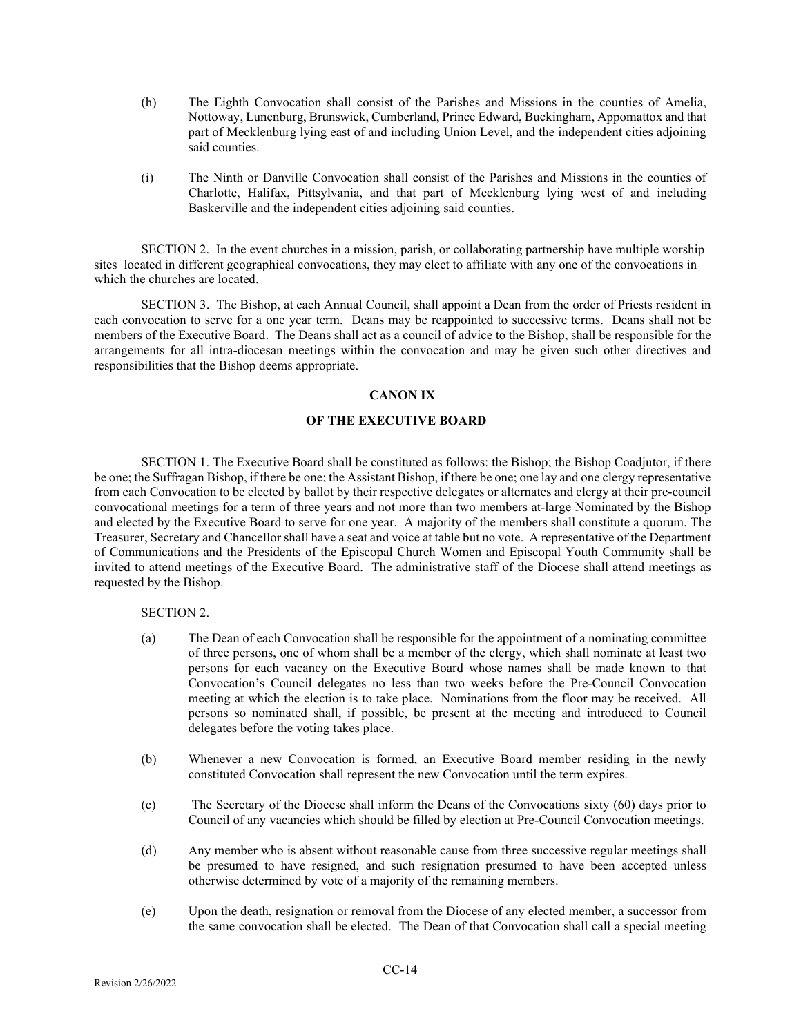(h) The Eighth Convocation shall consist of the Parishes and Missions in the counties of Amelia, Nottoway, Lunenburg, Brunswick, Cumberland, Prince Edward, Buckingham, Appomattox and that part of Mecklenburg lying east of and including Union Level, and the independent cities adjoining said counties.

(i) The Ninth or Danville Convocation shall consist of the Parishes and Missions in the counties of Charlotte, Halifax, Pittsylvania, and that part of Mecklenburg lying west of and including Baskerville and the independent cities adjoining said counties.

SECTION 2. In the event churches in a mission, parish, or collaborating partnership have multiple worship sites located in different geographical convocations, they may elect to affiliate with any one of the convocations in which the churches are located.

SECTION 3. The Bishop, at each Annual Council, shall appoint a Dean from the order of Priests resident in each convocation to serve for a one year term. Deans may be reappointed to successive terms. Deans shall not be members of the Executive Board. The Deans shall act as a council of advice to the Bishop, shall be responsible for the arrangements for all intra-diocesan meetings within the convocation and may be given such other directives and responsibilities that the Bishop deems appropriate.

## CANON IX

## OF THE EXECUTIVE BOARD

SECTION 1. The Executive Board shall be constituted as follows: the Bishop; the Bishop Coadjutor, if there be one; the Suffragan Bishop, if there be one; the Assistant Bishop, if there be one; one lay and one clergy representative from each Convocation to be elected by ballot by their respective delegates or alternates and clergy at their pre-council convocational meetings for a term of three years and not more than two members at-large Nominated by the Bishop and elected by the Executive Board to serve for one year. A majority of the members shall constitute a quorum. The Treasurer, Secretary and Chancellor shall have a seat and voice at table but no vote. A representative of the Department of Communications and the Presidents of the Episcopal Church Women and Episcopal Youth Community shall be invited to attend meetings of the Executive Board. The administrative staff of the Diocese shall attend meetings as requested by the Bishop.

SECTION 2.

(a) The Dean of each Convocation shall be responsible for the appointment of a nominating committee of three persons, one of whom shall be a member of the clergy, which shall nominate at least two persons for each vacancy on the Executive Board whose names shall be made known to that Convocation's Council delegates no less than two weeks before the Pre-Council Convocation meeting at which the election is to take place. Nominations from the floor may be received. All persons so nominated shall, if possible, be present at the meeting and introduced to Council delegates before the voting takes place.

(b) Whenever a new Convocation is formed, an Executive Board member residing in the newly constituted Convocation shall represent the new Convocation until the term expires.

(c) The Secretary of the Diocese shall inform the Deans of the Convocations sixty (60) days prior to Council of any vacancies which should be filled by election at Pre-Council Convocation meetings.

(d) Any member who is absent without reasonable cause from three successive regular meetings shall be presumed to have resigned, and such resignation presumed to have been accepted unless otherwise determined by vote of a majority of the remaining members.

(e) Upon the death, resignation or removal from the Diocese of any elected member, a successor from the same convocation shall be elected. The Dean of that Convocation shall call a special meeting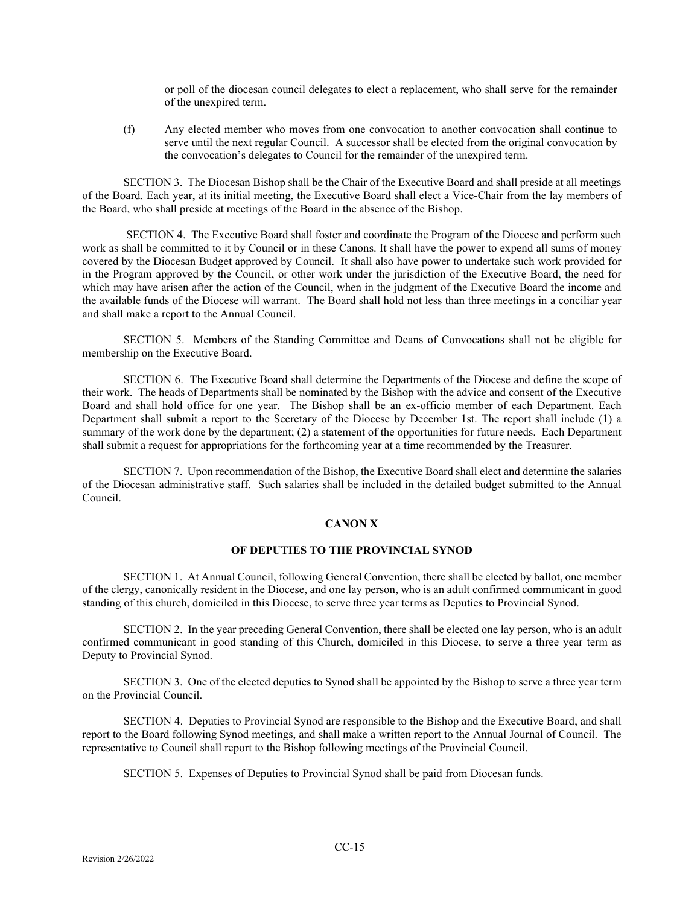or poll of the diocesan council delegates to elect a replacement, who shall serve for the remainder of the unexpired term.

(f) Any elected member who moves from one convocation to another convocation shall continue to serve until the next regular Council. A successor shall be elected from the original convocation by the convocation's delegates to Council for the remainder of the unexpired term.

SECTION 3. The Diocesan Bishop shall be the Chair of the Executive Board and shall preside at all meetings of the Board. Each year, at its initial meeting, the Executive Board shall elect a Vice-Chair from the lay members of the Board, who shall preside at meetings of the Board in the absence of the Bishop.

SECTION 4. The Executive Board shall foster and coordinate the Program of the Diocese and perform such work as shall be committed to it by Council or in these Canons. It shall have the power to expend all sums of money covered by the Diocesan Budget approved by Council. It shall also have power to undertake such work provided for in the Program approved by the Council, or other work under the jurisdiction of the Executive Board, the need for which may have arisen after the action of the Council, when in the judgment of the Executive Board the income and the available funds of the Diocese will warrant. The Board shall hold not less than three meetings in a conciliar year and shall make a report to the Annual Council.

SECTION 5. Members of the Standing Committee and Deans of Convocations shall not be eligible for membership on the Executive Board.

SECTION 6. The Executive Board shall determine the Departments of the Diocese and define the scope of their work. The heads of Departments shall be nominated by the Bishop with the advice and consent of the Executive Board and shall hold office for one year. The Bishop shall be an ex-officio member of each Department. Each Department shall submit a report to the Secretary of the Diocese by December 1st. The report shall include (1) a summary of the work done by the department; (2) a statement of the opportunities for future needs. Each Department shall submit a request for appropriations for the forthcoming year at a time recommended by the Treasurer.

SECTION 7. Upon recommendation of the Bishop, the Executive Board shall elect and determine the salaries of the Diocesan administrative staff. Such salaries shall be included in the detailed budget submitted to the Annual Council.

## CANON X

### OF DEPUTIES TO THE PROVINCIAL SYNOD

SECTION 1. At Annual Council, following General Convention, there shall be elected by ballot, one member of the clergy, canonically resident in the Diocese, and one lay person, who is an adult confirmed communicant in good standing of this church, domiciled in this Diocese, to serve three year terms as Deputies to Provincial Synod.

SECTION 2. In the year preceding General Convention, there shall be elected one lay person, who is an adult confirmed communicant in good standing of this Church, domiciled in this Diocese, to serve a three year term as Deputy to Provincial Synod.

SECTION 3. One of the elected deputies to Synod shall be appointed by the Bishop to serve a three year term on the Provincial Council.

SECTION 4. Deputies to Provincial Synod are responsible to the Bishop and the Executive Board, and shall report to the Board following Synod meetings, and shall make a written report to the Annual Journal of Council. The representative to Council shall report to the Bishop following meetings of the Provincial Council.

SECTION 5. Expenses of Deputies to Provincial Synod shall be paid from Diocesan funds.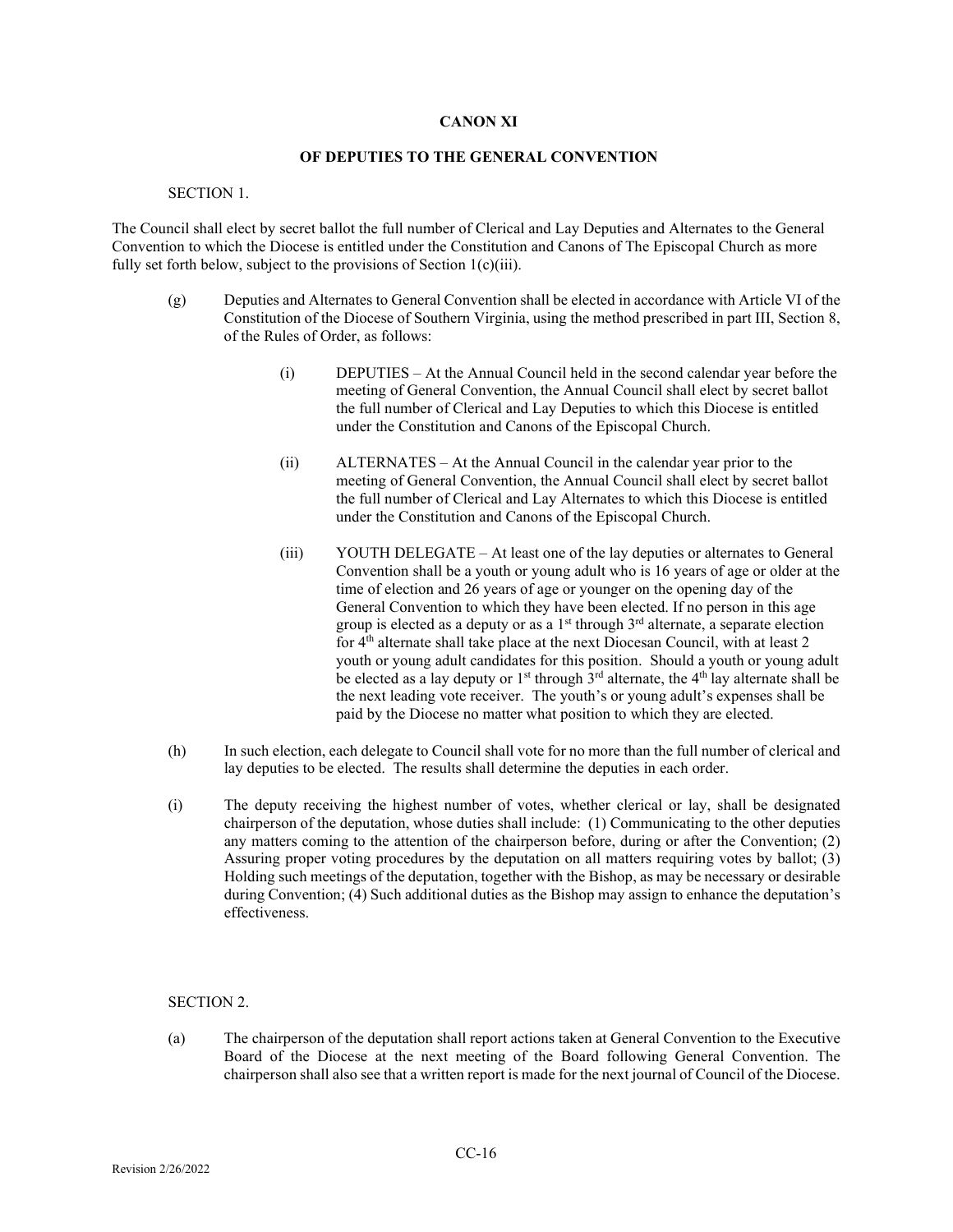## CANON XI

### OF DEPUTIES TO THE GENERAL CONVENTION

SECTION 1.

The Council shall elect by secret ballot the full number of Clerical and Lay Deputies and Alternates to the General Convention to which the Diocese is entitled under the Constitution and Canons of The Episcopal Church as more fully set forth below, subject to the provisions of Section 1(c)(iii).

(g) Deputies and Alternates to General Convention shall be elected in accordance with Article VI of the Constitution of the Diocese of Southern Virginia, using the method prescribed in part III, Section 8, of the Rules of Order, as follows:

(i) DEPUTIES – At the Annual Council held in the second calendar year before the meeting of General Convention, the Annual Council shall elect by secret ballot the full number of Clerical and Lay Deputies to which this Diocese is entitled under the Constitution and Canons of the Episcopal Church.

(ii) ALTERNATES – At the Annual Council in the calendar year prior to the meeting of General Convention, the Annual Council shall elect by secret ballot the full number of Clerical and Lay Alternates to which this Diocese is entitled under the Constitution and Canons of the Episcopal Church.

(iii) YOUTH DELEGATE – At least one of the lay deputies or alternates to General Convention shall be a youth or young adult who is 16 years of age or older at the time of election and 26 years of age or younger on the opening day of the General Convention to which they have been elected. If no person in this age group is elected as a deputy or as a 1st through 3rd alternate, a separate election for 4th alternate shall take place at the next Diocesan Council, with at least 2 youth or young adult candidates for this position. Should a youth or young adult be elected as a lay deputy or 1st through 3rd alternate, the 4th lay alternate shall be the next leading vote receiver. The youth's or young adult's expenses shall be paid by the Diocese no matter what position to which they are elected.

(h) In such election, each delegate to Council shall vote for no more than the full number of clerical and lay deputies to be elected. The results shall determine the deputies in each order.

(i) The deputy receiving the highest number of votes, whether clerical or lay, shall be designated chairperson of the deputation, whose duties shall include: (1) Communicating to the other deputies any matters coming to the attention of the chairperson before, during or after the Convention; (2) Assuring proper voting procedures by the deputation on all matters requiring votes by ballot; (3) Holding such meetings of the deputation, together with the Bishop, as may be necessary or desirable during Convention; (4) Such additional duties as the Bishop may assign to enhance the deputation's effectiveness.

SECTION 2.

(a) The chairperson of the deputation shall report actions taken at General Convention to the Executive Board of the Diocese at the next meeting of the Board following General Convention. The chairperson shall also see that a written report is made for the next journal of Council of the Diocese.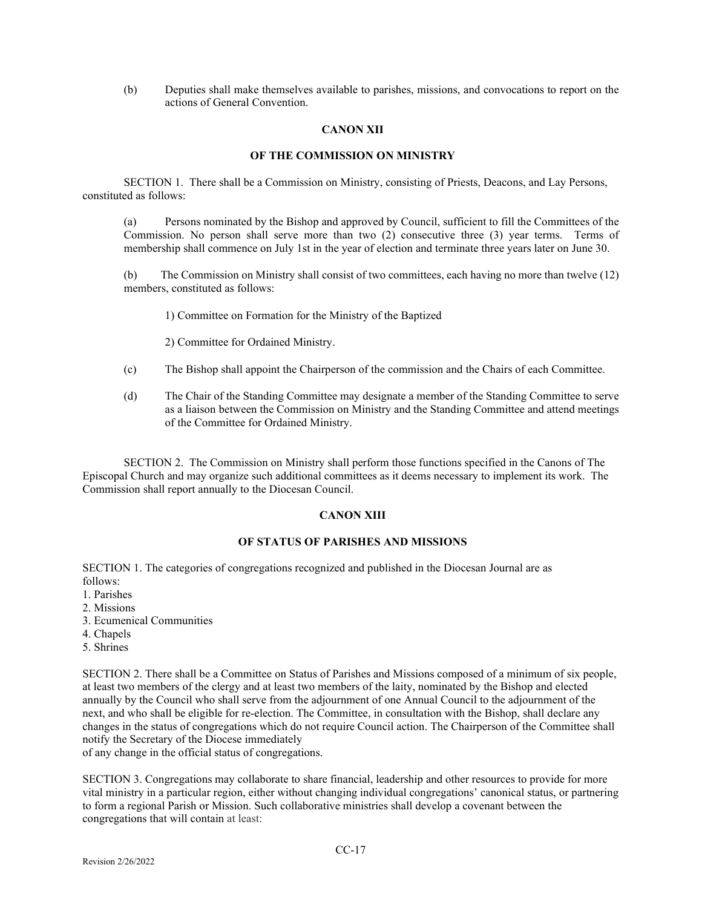(b) Deputies shall make themselves available to parishes, missions, and convocations to report on the actions of General Convention.

## CANON XII

### OF THE COMMISSION ON MINISTRY

SECTION 1. There shall be a Commission on Ministry, consisting of Priests, Deacons, and Lay Persons, constituted as follows:

(a) Persons nominated by the Bishop and approved by Council, sufficient to fill the Committees of the Commission. No person shall serve more than two (2) consecutive three (3) year terms. Terms of membership shall commence on July 1st in the year of election and terminate three years later on June 30.

(b) The Commission on Ministry shall consist of two committees, each having no more than twelve (12) members, constituted as follows:

1) Committee on Formation for the Ministry of the Baptized

2) Committee for Ordained Ministry.

(c) The Bishop shall appoint the Chairperson of the commission and the Chairs of each Committee.

(d) The Chair of the Standing Committee may designate a member of the Standing Committee to serve as a liaison between the Commission on Ministry and the Standing Committee and attend meetings of the Committee for Ordained Ministry.

SECTION 2. The Commission on Ministry shall perform those functions specified in the Canons of The Episcopal Church and may organize such additional committees as it deems necessary to implement its work. The Commission shall report annually to the Diocesan Council.

## CANON XIII

### OF STATUS OF PARISHES AND MISSIONS

SECTION 1. The categories of congregations recognized and published in the Diocesan Journal are as follows:

1. Parishes
2. Missions
3. Ecumenical Communities
4. Chapels
5. Shrines

SECTION 2. There shall be a Committee on Status of Parishes and Missions composed of a minimum of six people, at least two members of the clergy and at least two members of the laity, nominated by the Bishop and elected annually by the Council who shall serve from the adjournment of one Annual Council to the adjournment of the next, and who shall be eligible for re-election. The Committee, in consultation with the Bishop, shall declare any changes in the status of congregations which do not require Council action. The Chairperson of the Committee shall notify the Secretary of the Diocese immediately of any change in the official status of congregations.

SECTION 3. Congregations may collaborate to share financial, leadership and other resources to provide for more vital ministry in a particular region, either without changing individual congregations' canonical status, or partnering to form a regional Parish or Mission. Such collaborative ministries shall develop a covenant between the congregations that will contain at least: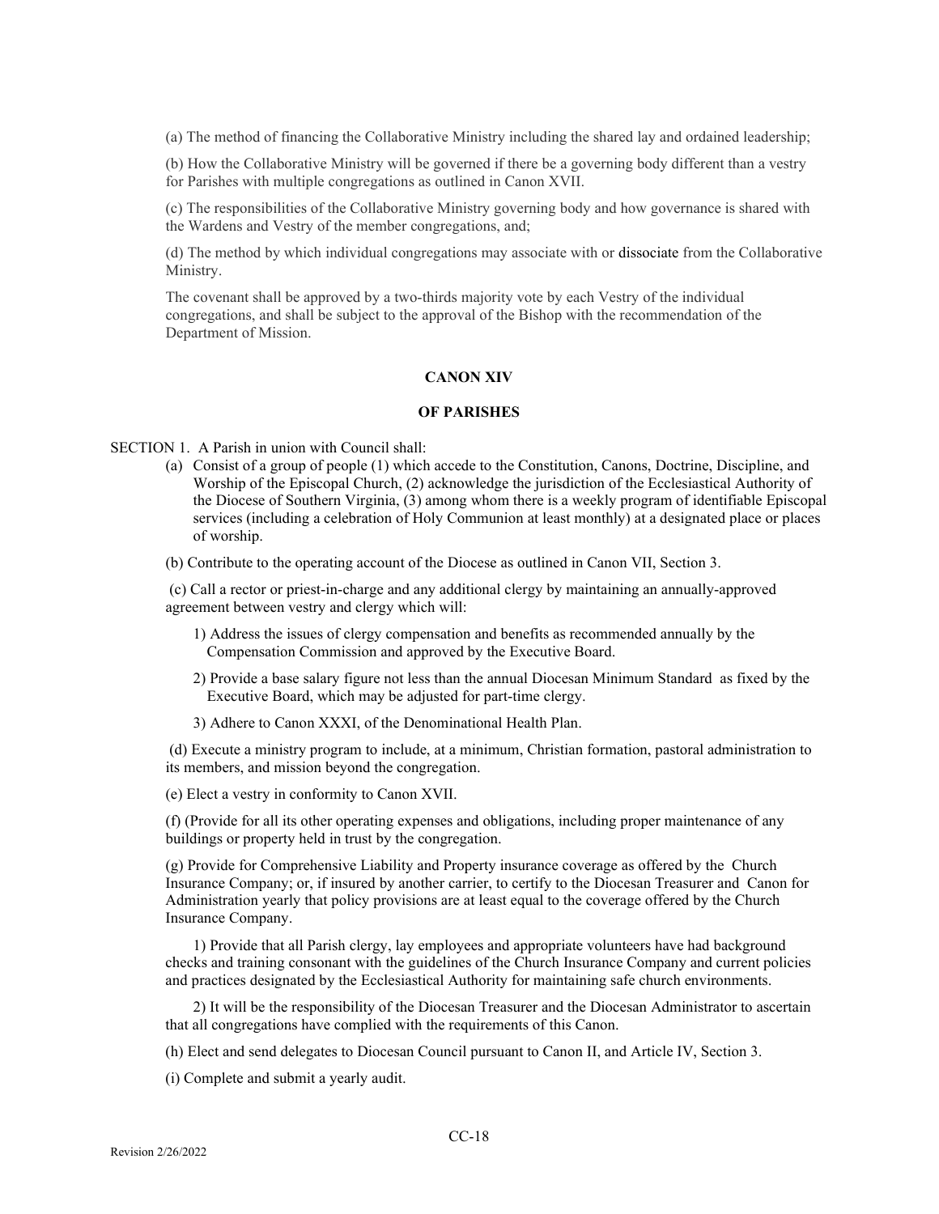(a) The method of financing the Collaborative Ministry including the shared lay and ordained leadership;

(b) How the Collaborative Ministry will be governed if there be a governing body different than a vestry for Parishes with multiple congregations as outlined in Canon XVII.

(c) The responsibilities of the Collaborative Ministry governing body and how governance is shared with the Wardens and Vestry of the member congregations, and;

(d) The method by which individual congregations may associate with or dissociate from the Collaborative Ministry.

The covenant shall be approved by a two-thirds majority vote by each Vestry of the individual congregations, and shall be subject to the approval of the Bishop with the recommendation of the Department of Mission.

## CANON XIV

## OF PARISHES

SECTION 1. A Parish in union with Council shall:

(a) Consist of a group of people (1) which accede to the Constitution, Canons, Doctrine, Discipline, and Worship of the Episcopal Church, (2) acknowledge the jurisdiction of the Ecclesiastical Authority of the Diocese of Southern Virginia, (3) among whom there is a weekly program of identifiable Episcopal services (including a celebration of Holy Communion at least monthly) at a designated place or places of worship.

(b) Contribute to the operating account of the Diocese as outlined in Canon VII, Section 3.

(c) Call a rector or priest-in-charge and any additional clergy by maintaining an annually-approved agreement between vestry and clergy which will:

1) Address the issues of clergy compensation and benefits as recommended annually by the Compensation Commission and approved by the Executive Board.

2) Provide a base salary figure not less than the annual Diocesan Minimum Standard as fixed by the Executive Board, which may be adjusted for part-time clergy.

3) Adhere to Canon XXXI, of the Denominational Health Plan.

(d) Execute a ministry program to include, at a minimum, Christian formation, pastoral administration to its members, and mission beyond the congregation.

(e) Elect a vestry in conformity to Canon XVII.

(f) (Provide for all its other operating expenses and obligations, including proper maintenance of any buildings or property held in trust by the congregation.

(g) Provide for Comprehensive Liability and Property insurance coverage as offered by the Church Insurance Company; or, if insured by another carrier, to certify to the Diocesan Treasurer and Canon for Administration yearly that policy provisions are at least equal to the coverage offered by the Church Insurance Company.

1) Provide that all Parish clergy, lay employees and appropriate volunteers have had background checks and training consonant with the guidelines of the Church Insurance Company and current policies and practices designated by the Ecclesiastical Authority for maintaining safe church environments.

2) It will be the responsibility of the Diocesan Treasurer and the Diocesan Administrator to ascertain that all congregations have complied with the requirements of this Canon.

(h) Elect and send delegates to Diocesan Council pursuant to Canon II, and Article IV, Section 3.

(i) Complete and submit a yearly audit.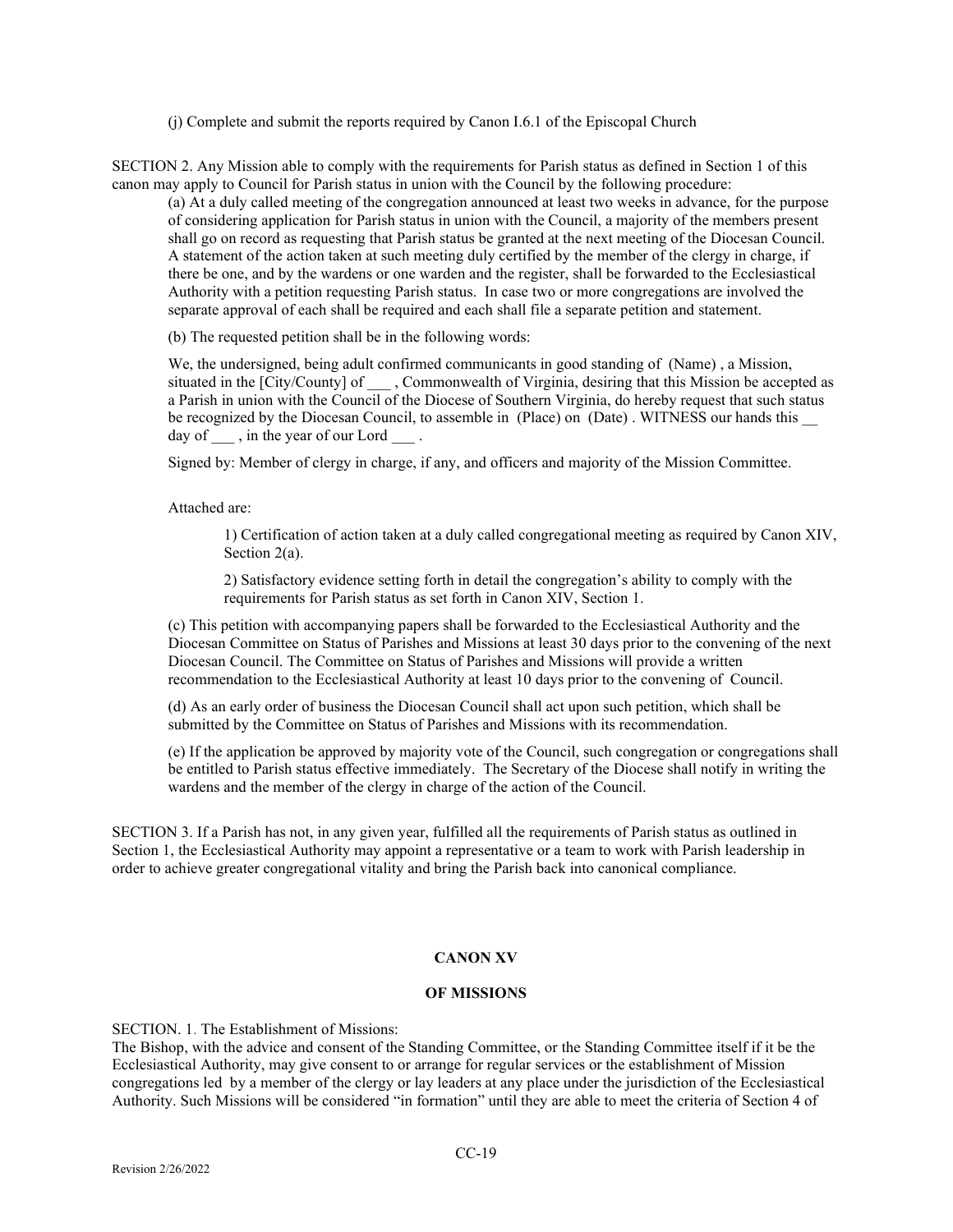(j) Complete and submit the reports required by Canon I.6.1 of the Episcopal Church

SECTION 2. Any Mission able to comply with the requirements for Parish status as defined in Section 1 of this canon may apply to Council for Parish status in union with the Council by the following procedure:

(a) At a duly called meeting of the congregation announced at least two weeks in advance, for the purpose of considering application for Parish status in union with the Council, a majority of the members present shall go on record as requesting that Parish status be granted at the next meeting of the Diocesan Council. A statement of the action taken at such meeting duly certified by the member of the clergy in charge, if there be one, and by the wardens or one warden and the register, shall be forwarded to the Ecclesiastical Authority with a petition requesting Parish status. In case two or more congregations are involved the separate approval of each shall be required and each shall file a separate petition and statement.

(b) The requested petition shall be in the following words:

We, the undersigned, being adult confirmed communicants in good standing of (Name) , a Mission, situated in the [City/County] of ___ , Commonwealth of Virginia, desiring that this Mission be accepted as a Parish in union with the Council of the Diocese of Southern Virginia, do hereby request that such status be recognized by the Diocesan Council, to assemble in (Place) on (Date) . WITNESS our hands this __ day of ___ , in the year of our Lord ___ .

Signed by: Member of clergy in charge, if any, and officers and majority of the Mission Committee.

Attached are:

1) Certification of action taken at a duly called congregational meeting as required by Canon XIV, Section 2(a).

2) Satisfactory evidence setting forth in detail the congregation's ability to comply with the requirements for Parish status as set forth in Canon XIV, Section 1.

(c) This petition with accompanying papers shall be forwarded to the Ecclesiastical Authority and the Diocesan Committee on Status of Parishes and Missions at least 30 days prior to the convening of the next Diocesan Council. The Committee on Status of Parishes and Missions will provide a written recommendation to the Ecclesiastical Authority at least 10 days prior to the convening of Council.

(d) As an early order of business the Diocesan Council shall act upon such petition, which shall be submitted by the Committee on Status of Parishes and Missions with its recommendation.

(e) If the application be approved by majority vote of the Council, such congregation or congregations shall be entitled to Parish status effective immediately. The Secretary of the Diocese shall notify in writing the wardens and the member of the clergy in charge of the action of the Council.

SECTION 3. If a Parish has not, in any given year, fulfilled all the requirements of Parish status as outlined in Section 1, the Ecclesiastical Authority may appoint a representative or a team to work with Parish leadership in order to achieve greater congregational vitality and bring the Parish back into canonical compliance.

## CANON XV

## OF MISSIONS

SECTION. 1. The Establishment of Missions:
The Bishop, with the advice and consent of the Standing Committee, or the Standing Committee itself if it be the Ecclesiastical Authority, may give consent to or arrange for regular services or the establishment of Mission congregations led by a member of the clergy or lay leaders at any place under the jurisdiction of the Ecclesiastical Authority. Such Missions will be considered "in formation" until they are able to meet the criteria of Section 4 of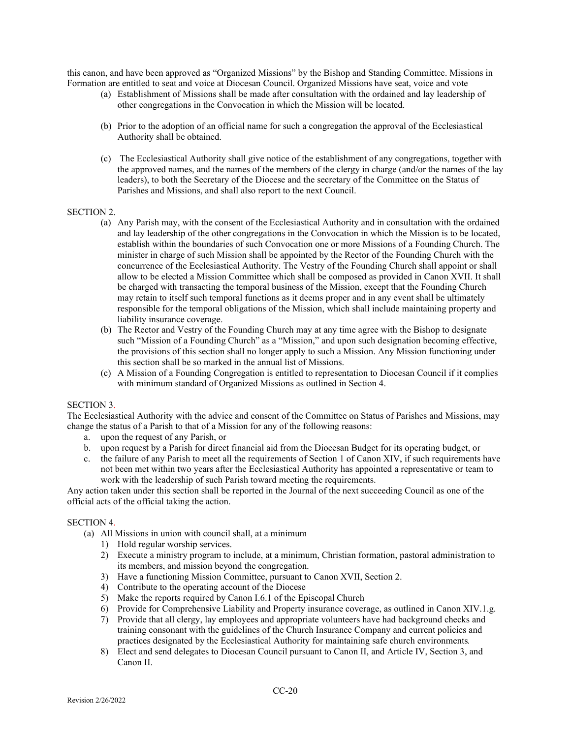this canon, and have been approved as "Organized Missions" by the Bishop and Standing Committee. Missions in Formation are entitled to seat and voice at Diocesan Council. Organized Missions have seat, voice and vote

(a) Establishment of Missions shall be made after consultation with the ordained and lay leadership of other congregations in the Convocation in which the Mission will be located.

(b) Prior to the adoption of an official name for such a congregation the approval of the Ecclesiastical Authority shall be obtained.

(c) The Ecclesiastical Authority shall give notice of the establishment of any congregations, together with the approved names, and the names of the members of the clergy in charge (and/or the names of the lay leaders), to both the Secretary of the Diocese and the secretary of the Committee on the Status of Parishes and Missions, and shall also report to the next Council.

SECTION 2.

(a) Any Parish may, with the consent of the Ecclesiastical Authority and in consultation with the ordained and lay leadership of the other congregations in the Convocation in which the Mission is to be located, establish within the boundaries of such Convocation one or more Missions of a Founding Church. The minister in charge of such Mission shall be appointed by the Rector of the Founding Church with the concurrence of the Ecclesiastical Authority. The Vestry of the Founding Church shall appoint or shall allow to be elected a Mission Committee which shall be composed as provided in Canon XVII. It shall be charged with transacting the temporal business of the Mission, except that the Founding Church may retain to itself such temporal functions as it deems proper and in any event shall be ultimately responsible for the temporal obligations of the Mission, which shall include maintaining property and liability insurance coverage.

(b) The Rector and Vestry of the Founding Church may at any time agree with the Bishop to designate such "Mission of a Founding Church" as a "Mission," and upon such designation becoming effective, the provisions of this section shall no longer apply to such a Mission. Any Mission functioning under this section shall be so marked in the annual list of Missions.

(c) A Mission of a Founding Congregation is entitled to representation to Diocesan Council if it complies with minimum standard of Organized Missions as outlined in Section 4.

SECTION 3.

The Ecclesiastical Authority with the advice and consent of the Committee on Status of Parishes and Missions, may change the status of a Parish to that of a Mission for any of the following reasons:

a. upon the request of any Parish, or
b. upon request by a Parish for direct financial aid from the Diocesan Budget for its operating budget, or
c. the failure of any Parish to meet all the requirements of Section 1 of Canon XIV, if such requirements have not been met within two years after the Ecclesiastical Authority has appointed a representative or team to work with the leadership of such Parish toward meeting the requirements.

Any action taken under this section shall be reported in the Journal of the next succeeding Council as one of the official acts of the official taking the action.

SECTION 4.

(a) All Missions in union with council shall, at a minimum
   1) Hold regular worship services.
   2) Execute a ministry program to include, at a minimum, Christian formation, pastoral administration to its members, and mission beyond the congregation.
   3) Have a functioning Mission Committee, pursuant to Canon XVII, Section 2.
   4) Contribute to the operating account of the Diocese
   5) Make the reports required by Canon I.6.1 of the Episcopal Church
   6) Provide for Comprehensive Liability and Property insurance coverage, as outlined in Canon XIV.1.g.
   7) Provide that all clergy, lay employees and appropriate volunteers have had background checks and training consonant with the guidelines of the Church Insurance Company and current policies and practices designated by the Ecclesiastical Authority for maintaining safe church environments.
   8) Elect and send delegates to Diocesan Council pursuant to Canon II, and Article IV, Section 3, and Canon II.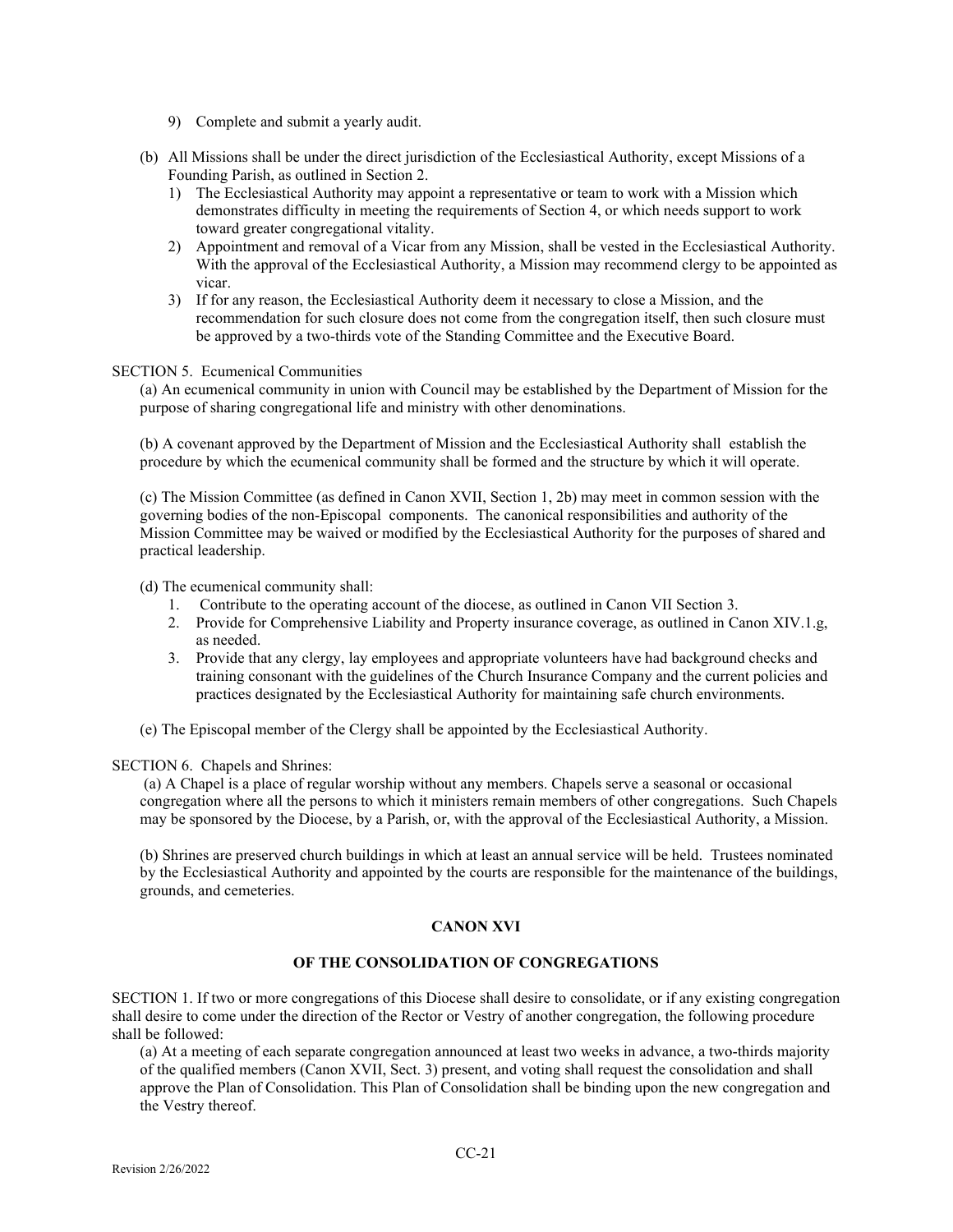9) Complete and submit a yearly audit.

(b) All Missions shall be under the direct jurisdiction of the Ecclesiastical Authority, except Missions of a Founding Parish, as outlined in Section 2.

1) The Ecclesiastical Authority may appoint a representative or team to work with a Mission which demonstrates difficulty in meeting the requirements of Section 4, or which needs support to work toward greater congregational vitality.
2) Appointment and removal of a Vicar from any Mission, shall be vested in the Ecclesiastical Authority. With the approval of the Ecclesiastical Authority, a Mission may recommend clergy to be appointed as vicar.
3) If for any reason, the Ecclesiastical Authority deem it necessary to close a Mission, and the recommendation for such closure does not come from the congregation itself, then such closure must be approved by a two-thirds vote of the Standing Committee and the Executive Board.

SECTION 5. Ecumenical Communities

(a) An ecumenical community in union with Council may be established by the Department of Mission for the purpose of sharing congregational life and ministry with other denominations.

(b) A covenant approved by the Department of Mission and the Ecclesiastical Authority shall establish the procedure by which the ecumenical community shall be formed and the structure by which it will operate.

(c) The Mission Committee (as defined in Canon XVII, Section 1, 2b) may meet in common session with the governing bodies of the non-Episcopal components. The canonical responsibilities and authority of the Mission Committee may be waived or modified by the Ecclesiastical Authority for the purposes of shared and practical leadership.

(d) The ecumenical community shall:

1. Contribute to the operating account of the diocese, as outlined in Canon VII Section 3.
2. Provide for Comprehensive Liability and Property insurance coverage, as outlined in Canon XIV.1.g, as needed.
3. Provide that any clergy, lay employees and appropriate volunteers have had background checks and training consonant with the guidelines of the Church Insurance Company and the current policies and practices designated by the Ecclesiastical Authority for maintaining safe church environments.

(e) The Episcopal member of the Clergy shall be appointed by the Ecclesiastical Authority.

SECTION 6. Chapels and Shrines:

(a) A Chapel is a place of regular worship without any members. Chapels serve a seasonal or occasional congregation where all the persons to which it ministers remain members of other congregations. Such Chapels may be sponsored by the Diocese, by a Parish, or, with the approval of the Ecclesiastical Authority, a Mission.

(b) Shrines are preserved church buildings in which at least an annual service will be held. Trustees nominated by the Ecclesiastical Authority and appointed by the courts are responsible for the maintenance of the buildings, grounds, and cemeteries.

## CANON XVI

## OF THE CONSOLIDATION OF CONGREGATIONS

SECTION 1. If two or more congregations of this Diocese shall desire to consolidate, or if any existing congregation shall desire to come under the direction of the Rector or Vestry of another congregation, the following procedure shall be followed:

(a) At a meeting of each separate congregation announced at least two weeks in advance, a two-thirds majority of the qualified members (Canon XVII, Sect. 3) present, and voting shall request the consolidation and shall approve the Plan of Consolidation. This Plan of Consolidation shall be binding upon the new congregation and the Vestry thereof.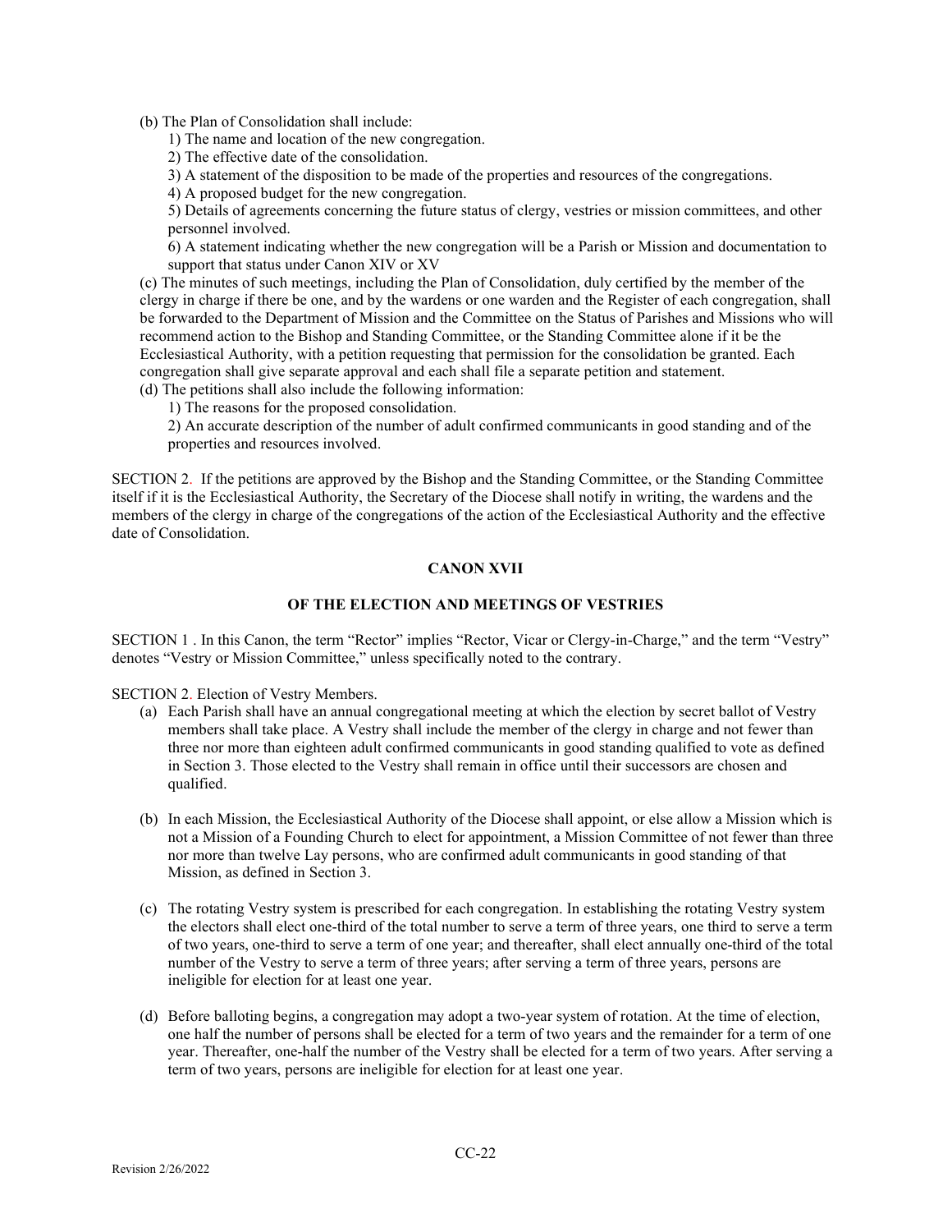(b) The Plan of Consolidation shall include:

1) The name and location of the new congregation.

2) The effective date of the consolidation.

3) A statement of the disposition to be made of the properties and resources of the congregations.

4) A proposed budget for the new congregation.

5) Details of agreements concerning the future status of clergy, vestries or mission committees, and other personnel involved.

6) A statement indicating whether the new congregation will be a Parish or Mission and documentation to support that status under Canon XIV or XV

(c) The minutes of such meetings, including the Plan of Consolidation, duly certified by the member of the clergy in charge if there be one, and by the wardens or one warden and the Register of each congregation, shall be forwarded to the Department of Mission and the Committee on the Status of Parishes and Missions who will recommend action to the Bishop and Standing Committee, or the Standing Committee alone if it be the Ecclesiastical Authority, with a petition requesting that permission for the consolidation be granted. Each congregation shall give separate approval and each shall file a separate petition and statement.

(d) The petitions shall also include the following information:

1) The reasons for the proposed consolidation.

2) An accurate description of the number of adult confirmed communicants in good standing and of the properties and resources involved.

SECTION 2. If the petitions are approved by the Bishop and the Standing Committee, or the Standing Committee itself if it is the Ecclesiastical Authority, the Secretary of the Diocese shall notify in writing, the wardens and the members of the clergy in charge of the congregations of the action of the Ecclesiastical Authority and the effective date of Consolidation.

## CANON XVII

### OF THE ELECTION AND MEETINGS OF VESTRIES

SECTION 1 . In this Canon, the term "Rector" implies "Rector, Vicar or Clergy-in-Charge," and the term "Vestry" denotes "Vestry or Mission Committee," unless specifically noted to the contrary.

SECTION 2. Election of Vestry Members.

(a) Each Parish shall have an annual congregational meeting at which the election by secret ballot of Vestry members shall take place. A Vestry shall include the member of the clergy in charge and not fewer than three nor more than eighteen adult confirmed communicants in good standing qualified to vote as defined in Section 3. Those elected to the Vestry shall remain in office until their successors are chosen and qualified.

(b) In each Mission, the Ecclesiastical Authority of the Diocese shall appoint, or else allow a Mission which is not a Mission of a Founding Church to elect for appointment, a Mission Committee of not fewer than three nor more than twelve Lay persons, who are confirmed adult communicants in good standing of that Mission, as defined in Section 3.

(c) The rotating Vestry system is prescribed for each congregation. In establishing the rotating Vestry system the electors shall elect one-third of the total number to serve a term of three years, one third to serve a term of two years, one-third to serve a term of one year; and thereafter, shall elect annually one-third of the total number of the Vestry to serve a term of three years; after serving a term of three years, persons are ineligible for election for at least one year.

(d) Before balloting begins, a congregation may adopt a two-year system of rotation. At the time of election, one half the number of persons shall be elected for a term of two years and the remainder for a term of one year. Thereafter, one-half the number of the Vestry shall be elected for a term of two years. After serving a term of two years, persons are ineligible for election for at least one year.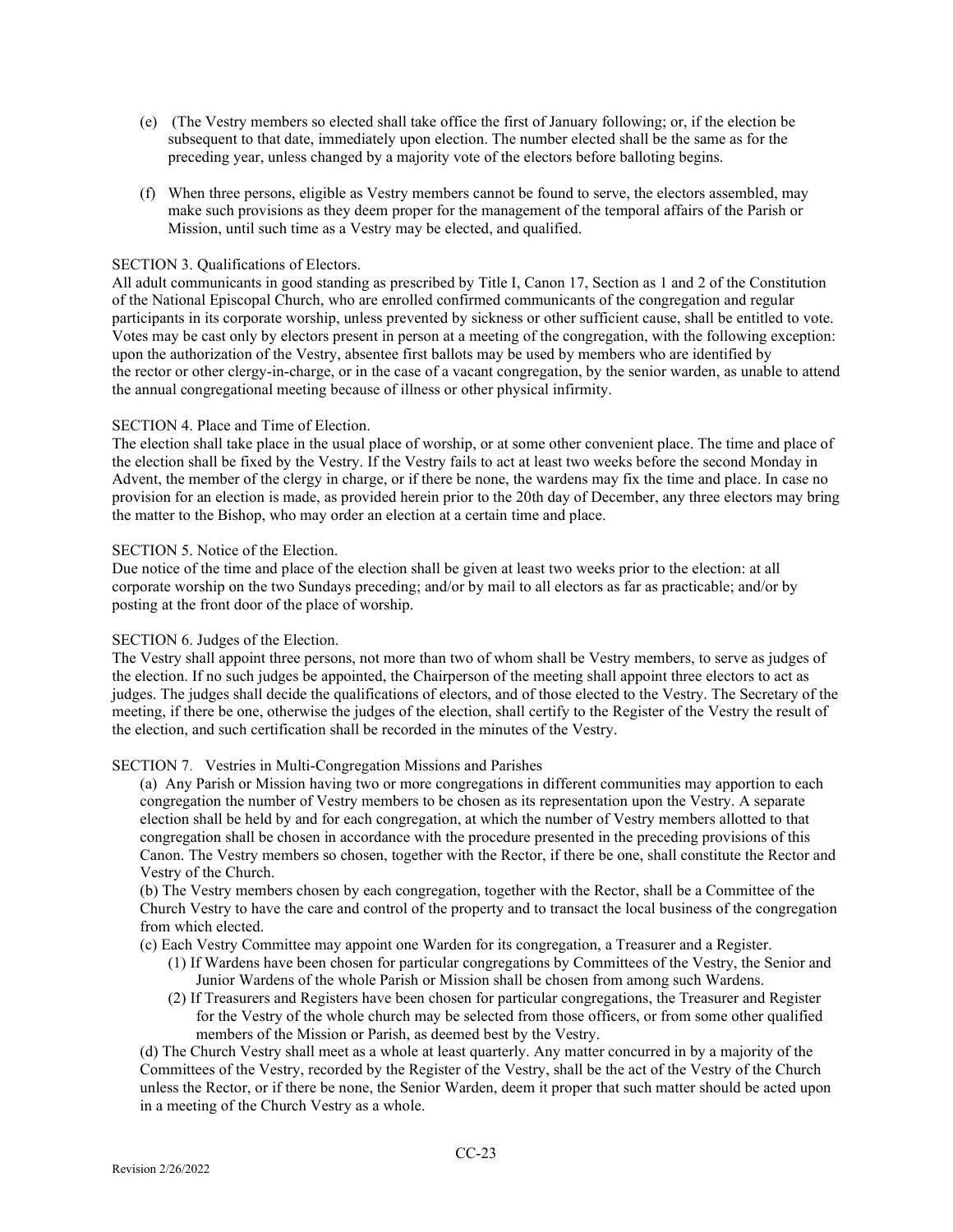(e) (The Vestry members so elected shall take office the first of January following; or, if the election be subsequent to that date, immediately upon election. The number elected shall be the same as for the preceding year, unless changed by a majority vote of the electors before balloting begins.

(f) When three persons, eligible as Vestry members cannot be found to serve, the electors assembled, may make such provisions as they deem proper for the management of the temporal affairs of the Parish or Mission, until such time as a Vestry may be elected, and qualified.

SECTION 3. Qualifications of Electors.

All adult communicants in good standing as prescribed by Title I, Canon 17, Section as 1 and 2 of the Constitution of the National Episcopal Church, who are enrolled confirmed communicants of the congregation and regular participants in its corporate worship, unless prevented by sickness or other sufficient cause, shall be entitled to vote. Votes may be cast only by electors present in person at a meeting of the congregation, with the following exception: upon the authorization of the Vestry, absentee first ballots may be used by members who are identified by the rector or other clergy-in-charge, or in the case of a vacant congregation, by the senior warden, as unable to attend the annual congregational meeting because of illness or other physical infirmity.

SECTION 4. Place and Time of Election.

The election shall take place in the usual place of worship, or at some other convenient place. The time and place of the election shall be fixed by the Vestry. If the Vestry fails to act at least two weeks before the second Monday in Advent, the member of the clergy in charge, or if there be none, the wardens may fix the time and place. In case no provision for an election is made, as provided herein prior to the 20th day of December, any three electors may bring the matter to the Bishop, who may order an election at a certain time and place.

SECTION 5. Notice of the Election.

Due notice of the time and place of the election shall be given at least two weeks prior to the election: at all corporate worship on the two Sundays preceding; and/or by mail to all electors as far as practicable; and/or by posting at the front door of the place of worship.

SECTION 6. Judges of the Election.

The Vestry shall appoint three persons, not more than two of whom shall be Vestry members, to serve as judges of the election. If no such judges be appointed, the Chairperson of the meeting shall appoint three electors to act as judges. The judges shall decide the qualifications of electors, and of those elected to the Vestry. The Secretary of the meeting, if there be one, otherwise the judges of the election, shall certify to the Register of the Vestry the result of the election, and such certification shall be recorded in the minutes of the Vestry.

SECTION 7. Vestries in Multi-Congregation Missions and Parishes

(a) Any Parish or Mission having two or more congregations in different communities may apportion to each congregation the number of Vestry members to be chosen as its representation upon the Vestry. A separate election shall be held by and for each congregation, at which the number of Vestry members allotted to that congregation shall be chosen in accordance with the procedure presented in the preceding provisions of this Canon. The Vestry members so chosen, together with the Rector, if there be one, shall constitute the Rector and Vestry of the Church.

(b) The Vestry members chosen by each congregation, together with the Rector, shall be a Committee of the Church Vestry to have the care and control of the property and to transact the local business of the congregation from which elected.

(c) Each Vestry Committee may appoint one Warden for its congregation, a Treasurer and a Register.

- (1) If Wardens have been chosen for particular congregations by Committees of the Vestry, the Senior and Junior Wardens of the whole Parish or Mission shall be chosen from among such Wardens.
- (2) If Treasurers and Registers have been chosen for particular congregations, the Treasurer and Register for the Vestry of the whole church may be selected from those officers, or from some other qualified members of the Mission or Parish, as deemed best by the Vestry.

(d) The Church Vestry shall meet as a whole at least quarterly. Any matter concurred in by a majority of the Committees of the Vestry, recorded by the Register of the Vestry, shall be the act of the Vestry of the Church unless the Rector, or if there be none, the Senior Warden, deem it proper that such matter should be acted upon in a meeting of the Church Vestry as a whole.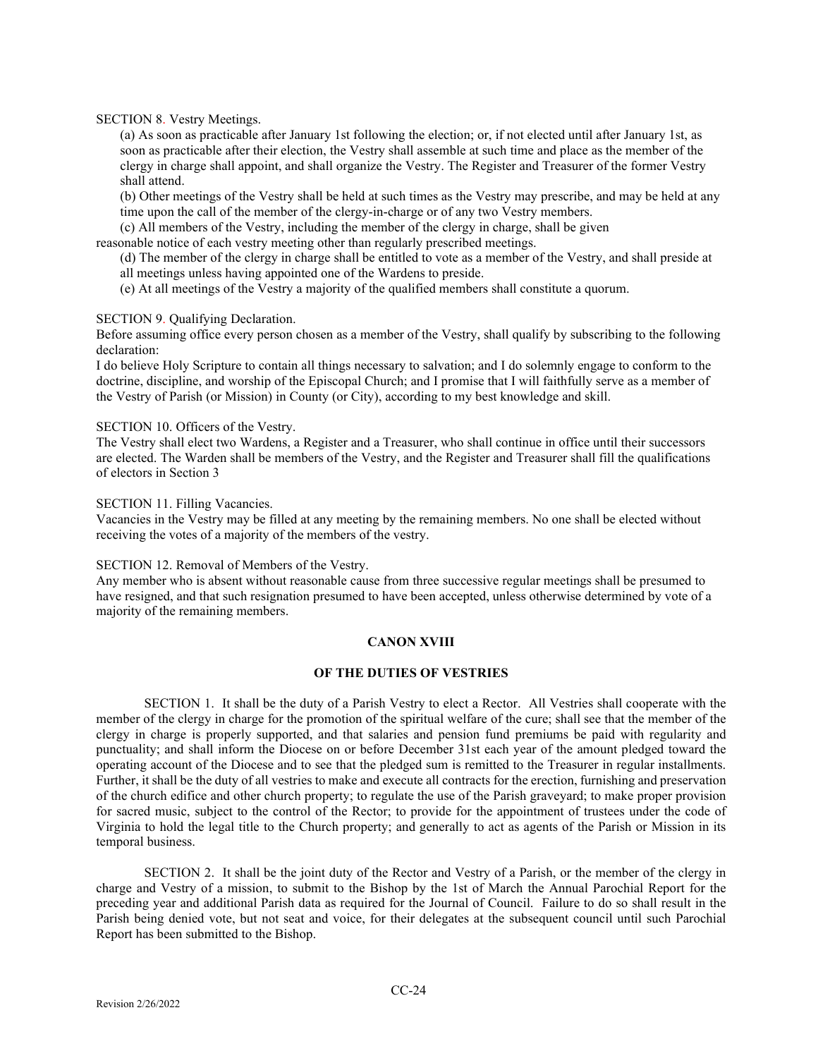SECTION 8. Vestry Meetings.

(a) As soon as practicable after January 1st following the election; or, if not elected until after January 1st, as soon as practicable after their election, the Vestry shall assemble at such time and place as the member of the clergy in charge shall appoint, and shall organize the Vestry. The Register and Treasurer of the former Vestry shall attend.

(b) Other meetings of the Vestry shall be held at such times as the Vestry may prescribe, and may be held at any time upon the call of the member of the clergy-in-charge or of any two Vestry members.

(c) All members of the Vestry, including the member of the clergy in charge, shall be given reasonable notice of each vestry meeting other than regularly prescribed meetings.

(d) The member of the clergy in charge shall be entitled to vote as a member of the Vestry, and shall preside at all meetings unless having appointed one of the Wardens to preside.

(e) At all meetings of the Vestry a majority of the qualified members shall constitute a quorum.

SECTION 9. Qualifying Declaration.

Before assuming office every person chosen as a member of the Vestry, shall qualify by subscribing to the following declaration:

I do believe Holy Scripture to contain all things necessary to salvation; and I do solemnly engage to conform to the doctrine, discipline, and worship of the Episcopal Church; and I promise that I will faithfully serve as a member of the Vestry of Parish (or Mission) in County (or City), according to my best knowledge and skill.

SECTION 10. Officers of the Vestry.

The Vestry shall elect two Wardens, a Register and a Treasurer, who shall continue in office until their successors are elected. The Warden shall be members of the Vestry, and the Register and Treasurer shall fill the qualifications of electors in Section 3

SECTION 11. Filling Vacancies.

Vacancies in the Vestry may be filled at any meeting by the remaining members. No one shall be elected without receiving the votes of a majority of the members of the vestry.

SECTION 12. Removal of Members of the Vestry.

Any member who is absent without reasonable cause from three successive regular meetings shall be presumed to have resigned, and that such resignation presumed to have been accepted, unless otherwise determined by vote of a majority of the remaining members.

## CANON XVIII

### OF THE DUTIES OF VESTRIES

SECTION 1. It shall be the duty of a Parish Vestry to elect a Rector. All Vestries shall cooperate with the member of the clergy in charge for the promotion of the spiritual welfare of the cure; shall see that the member of the clergy in charge is properly supported, and that salaries and pension fund premiums be paid with regularity and punctuality; and shall inform the Diocese on or before December 31st each year of the amount pledged toward the operating account of the Diocese and to see that the pledged sum is remitted to the Treasurer in regular installments. Further, it shall be the duty of all vestries to make and execute all contracts for the erection, furnishing and preservation of the church edifice and other church property; to regulate the use of the Parish graveyard; to make proper provision for sacred music, subject to the control of the Rector; to provide for the appointment of trustees under the code of Virginia to hold the legal title to the Church property; and generally to act as agents of the Parish or Mission in its temporal business.

SECTION 2. It shall be the joint duty of the Rector and Vestry of a Parish, or the member of the clergy in charge and Vestry of a mission, to submit to the Bishop by the 1st of March the Annual Parochial Report for the preceding year and additional Parish data as required for the Journal of Council. Failure to do so shall result in the Parish being denied vote, but not seat and voice, for their delegates at the subsequent council until such Parochial Report has been submitted to the Bishop.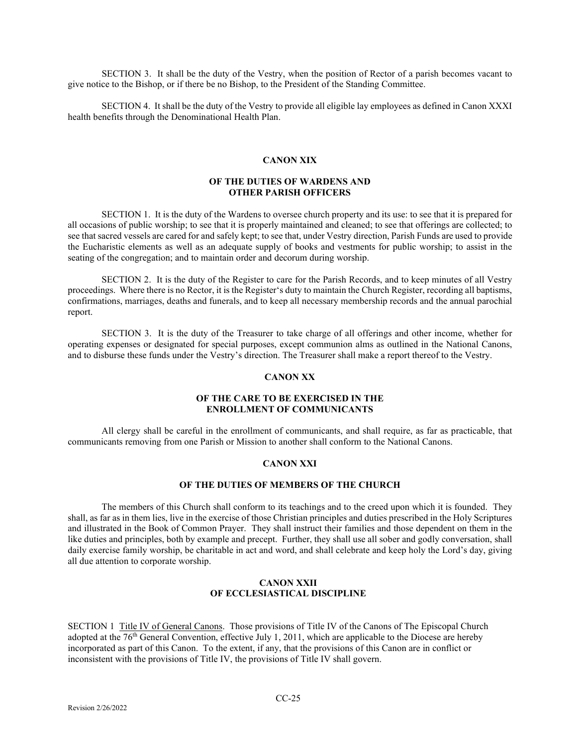SECTION 3. It shall be the duty of the Vestry, when the position of Rector of a parish becomes vacant to give notice to the Bishop, or if there be no Bishop, to the President of the Standing Committee.

SECTION 4. It shall be the duty of the Vestry to provide all eligible lay employees as defined in Canon XXXI health benefits through the Denominational Health Plan.

## CANON XIX

### OF THE DUTIES OF WARDENS AND OTHER PARISH OFFICERS

SECTION 1. It is the duty of the Wardens to oversee church property and its use: to see that it is prepared for all occasions of public worship; to see that it is properly maintained and cleaned; to see that offerings are collected; to see that sacred vessels are cared for and safely kept; to see that, under Vestry direction, Parish Funds are used to provide the Eucharistic elements as well as an adequate supply of books and vestments for public worship; to assist in the seating of the congregation; and to maintain order and decorum during worship.

SECTION 2. It is the duty of the Register to care for the Parish Records, and to keep minutes of all Vestry proceedings. Where there is no Rector, it is the Register's duty to maintain the Church Register, recording all baptisms, confirmations, marriages, deaths and funerals, and to keep all necessary membership records and the annual parochial report.

SECTION 3. It is the duty of the Treasurer to take charge of all offerings and other income, whether for operating expenses or designated for special purposes, except communion alms as outlined in the National Canons, and to disburse these funds under the Vestry's direction. The Treasurer shall make a report thereof to the Vestry.

## CANON XX

### OF THE CARE TO BE EXERCISED IN THE ENROLLMENT OF COMMUNICANTS

All clergy shall be careful in the enrollment of communicants, and shall require, as far as practicable, that communicants removing from one Parish or Mission to another shall conform to the National Canons.

## CANON XXI

### OF THE DUTIES OF MEMBERS OF THE CHURCH

The members of this Church shall conform to its teachings and to the creed upon which it is founded. They shall, as far as in them lies, live in the exercise of those Christian principles and duties prescribed in the Holy Scriptures and illustrated in the Book of Common Prayer. They shall instruct their families and those dependent on them in the like duties and principles, both by example and precept. Further, they shall use all sober and godly conversation, shall daily exercise family worship, be charitable in act and word, and shall celebrate and keep holy the Lord's day, giving all due attention to corporate worship.

## CANON XXII
### OF ECCLESIASTICAL DISCIPLINE

SECTION 1 Title IV of General Canons. Those provisions of Title IV of the Canons of The Episcopal Church adopted at the 76th General Convention, effective July 1, 2011, which are applicable to the Diocese are hereby incorporated as part of this Canon. To the extent, if any, that the provisions of this Canon are in conflict or inconsistent with the provisions of Title IV, the provisions of Title IV shall govern.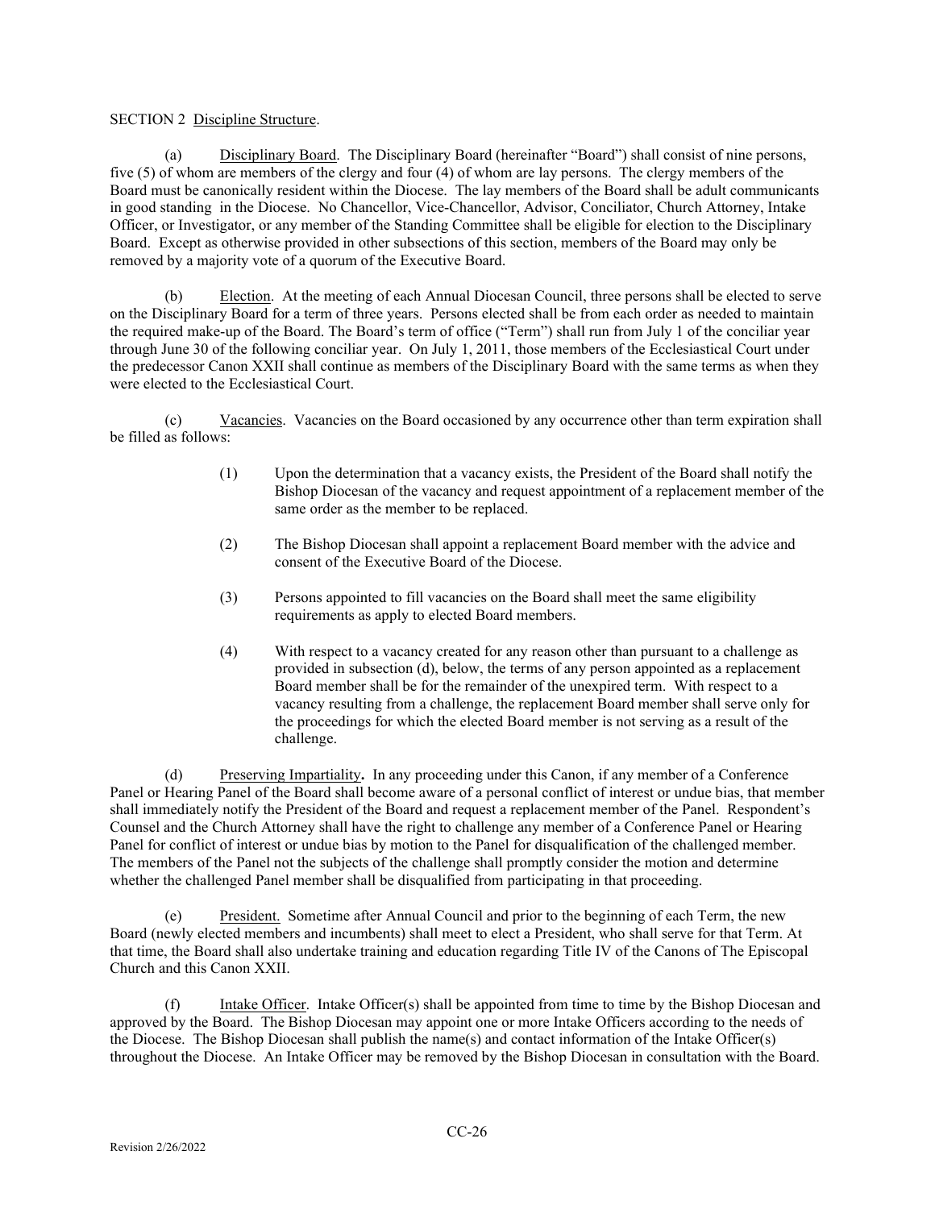SECTION 2 Discipline Structure.

(a) Disciplinary Board. The Disciplinary Board (hereinafter "Board") shall consist of nine persons, five (5) of whom are members of the clergy and four (4) of whom are lay persons. The clergy members of the Board must be canonically resident within the Diocese. The lay members of the Board shall be adult communicants in good standing in the Diocese. No Chancellor, Vice-Chancellor, Advisor, Conciliator, Church Attorney, Intake Officer, or Investigator, or any member of the Standing Committee shall be eligible for election to the Disciplinary Board. Except as otherwise provided in other subsections of this section, members of the Board may only be removed by a majority vote of a quorum of the Executive Board.

(b) Election. At the meeting of each Annual Diocesan Council, three persons shall be elected to serve on the Disciplinary Board for a term of three years. Persons elected shall be from each order as needed to maintain the required make-up of the Board. The Board's term of office ("Term") shall run from July 1 of the conciliar year through June 30 of the following conciliar year. On July 1, 2011, those members of the Ecclesiastical Court under the predecessor Canon XXII shall continue as members of the Disciplinary Board with the same terms as when they were elected to the Ecclesiastical Court.

(c) Vacancies. Vacancies on the Board occasioned by any occurrence other than term expiration shall be filled as follows:

(1) Upon the determination that a vacancy exists, the President of the Board shall notify the Bishop Diocesan of the vacancy and request appointment of a replacement member of the same order as the member to be replaced.

(2) The Bishop Diocesan shall appoint a replacement Board member with the advice and consent of the Executive Board of the Diocese.

(3) Persons appointed to fill vacancies on the Board shall meet the same eligibility requirements as apply to elected Board members.

(4) With respect to a vacancy created for any reason other than pursuant to a challenge as provided in subsection (d), below, the terms of any person appointed as a replacement Board member shall be for the remainder of the unexpired term. With respect to a vacancy resulting from a challenge, the replacement Board member shall serve only for the proceedings for which the elected Board member is not serving as a result of the challenge.

(d) Preserving Impartiality**.** In any proceeding under this Canon, if any member of a Conference Panel or Hearing Panel of the Board shall become aware of a personal conflict of interest or undue bias, that member shall immediately notify the President of the Board and request a replacement member of the Panel. Respondent's Counsel and the Church Attorney shall have the right to challenge any member of a Conference Panel or Hearing Panel for conflict of interest or undue bias by motion to the Panel for disqualification of the challenged member. The members of the Panel not the subjects of the challenge shall promptly consider the motion and determine whether the challenged Panel member shall be disqualified from participating in that proceeding.

(e) President. Sometime after Annual Council and prior to the beginning of each Term, the new Board (newly elected members and incumbents) shall meet to elect a President, who shall serve for that Term. At that time, the Board shall also undertake training and education regarding Title IV of the Canons of The Episcopal Church and this Canon XXII.

(f) Intake Officer. Intake Officer(s) shall be appointed from time to time by the Bishop Diocesan and approved by the Board. The Bishop Diocesan may appoint one or more Intake Officers according to the needs of the Diocese. The Bishop Diocesan shall publish the name(s) and contact information of the Intake Officer(s) throughout the Diocese. An Intake Officer may be removed by the Bishop Diocesan in consultation with the Board.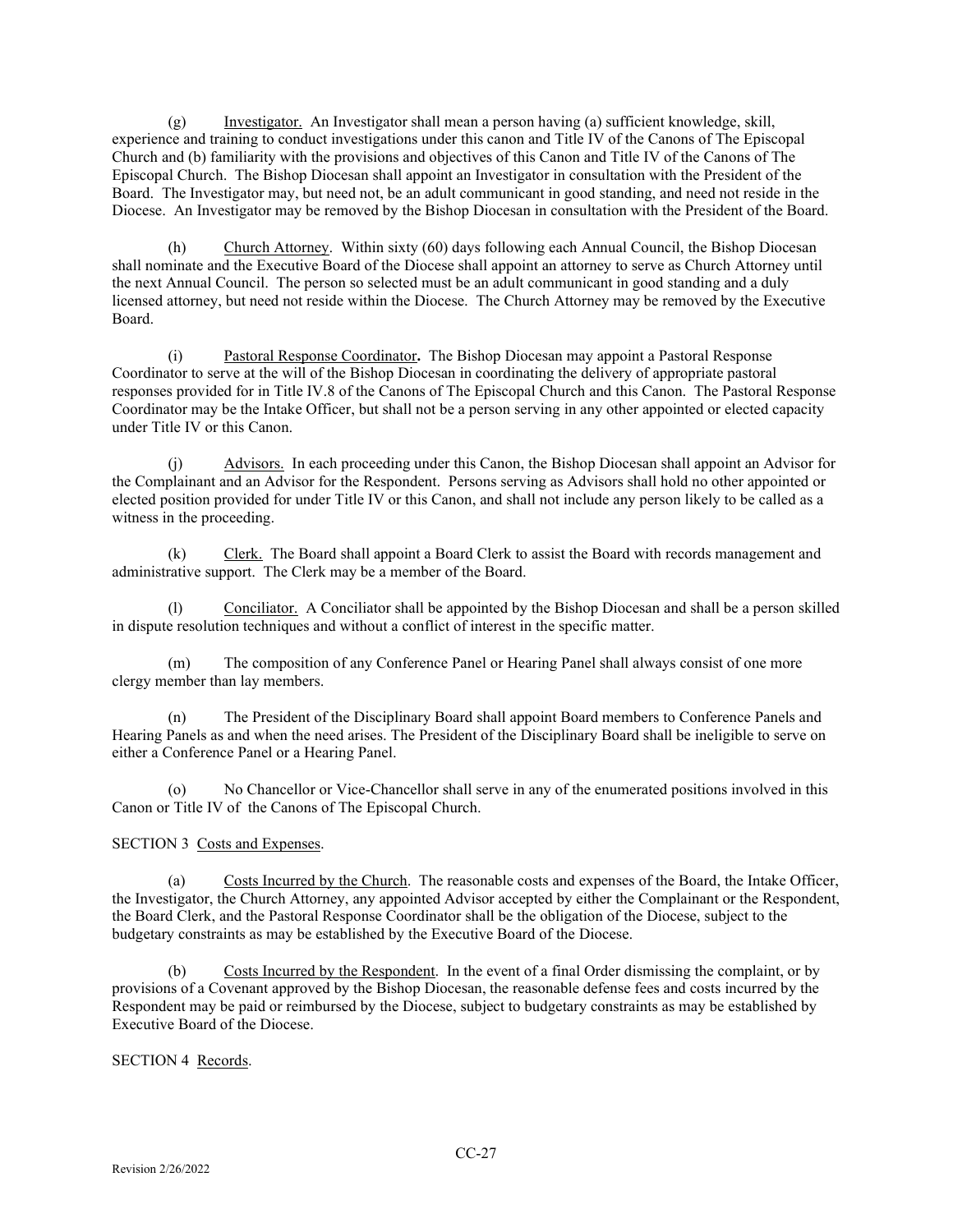(g) Investigator. An Investigator shall mean a person having (a) sufficient knowledge, skill, experience and training to conduct investigations under this canon and Title IV of the Canons of The Episcopal Church and (b) familiarity with the provisions and objectives of this Canon and Title IV of the Canons of The Episcopal Church. The Bishop Diocesan shall appoint an Investigator in consultation with the President of the Board. The Investigator may, but need not, be an adult communicant in good standing, and need not reside in the Diocese. An Investigator may be removed by the Bishop Diocesan in consultation with the President of the Board.

(h) Church Attorney. Within sixty (60) days following each Annual Council, the Bishop Diocesan shall nominate and the Executive Board of the Diocese shall appoint an attorney to serve as Church Attorney until the next Annual Council. The person so selected must be an adult communicant in good standing and a duly licensed attorney, but need not reside within the Diocese. The Church Attorney may be removed by the Executive Board.

(i) Pastoral Response Coordinator**.** The Bishop Diocesan may appoint a Pastoral Response Coordinator to serve at the will of the Bishop Diocesan in coordinating the delivery of appropriate pastoral responses provided for in Title IV.8 of the Canons of The Episcopal Church and this Canon. The Pastoral Response Coordinator may be the Intake Officer, but shall not be a person serving in any other appointed or elected capacity under Title IV or this Canon.

(j) Advisors. In each proceeding under this Canon, the Bishop Diocesan shall appoint an Advisor for the Complainant and an Advisor for the Respondent. Persons serving as Advisors shall hold no other appointed or elected position provided for under Title IV or this Canon, and shall not include any person likely to be called as a witness in the proceeding.

(k) Clerk. The Board shall appoint a Board Clerk to assist the Board with records management and administrative support. The Clerk may be a member of the Board.

(l) Conciliator. A Conciliator shall be appointed by the Bishop Diocesan and shall be a person skilled in dispute resolution techniques and without a conflict of interest in the specific matter.

(m) The composition of any Conference Panel or Hearing Panel shall always consist of one more clergy member than lay members.

(n) The President of the Disciplinary Board shall appoint Board members to Conference Panels and Hearing Panels as and when the need arises. The President of the Disciplinary Board shall be ineligible to serve on either a Conference Panel or a Hearing Panel.

(o) No Chancellor or Vice-Chancellor shall serve in any of the enumerated positions involved in this Canon or Title IV of the Canons of The Episcopal Church.

SECTION 3 Costs and Expenses.

(a) Costs Incurred by the Church. The reasonable costs and expenses of the Board, the Intake Officer, the Investigator, the Church Attorney, any appointed Advisor accepted by either the Complainant or the Respondent, the Board Clerk, and the Pastoral Response Coordinator shall be the obligation of the Diocese, subject to the budgetary constraints as may be established by the Executive Board of the Diocese.

(b) Costs Incurred by the Respondent. In the event of a final Order dismissing the complaint, or by provisions of a Covenant approved by the Bishop Diocesan, the reasonable defense fees and costs incurred by the Respondent may be paid or reimbursed by the Diocese, subject to budgetary constraints as may be established by Executive Board of the Diocese.

SECTION 4 Records.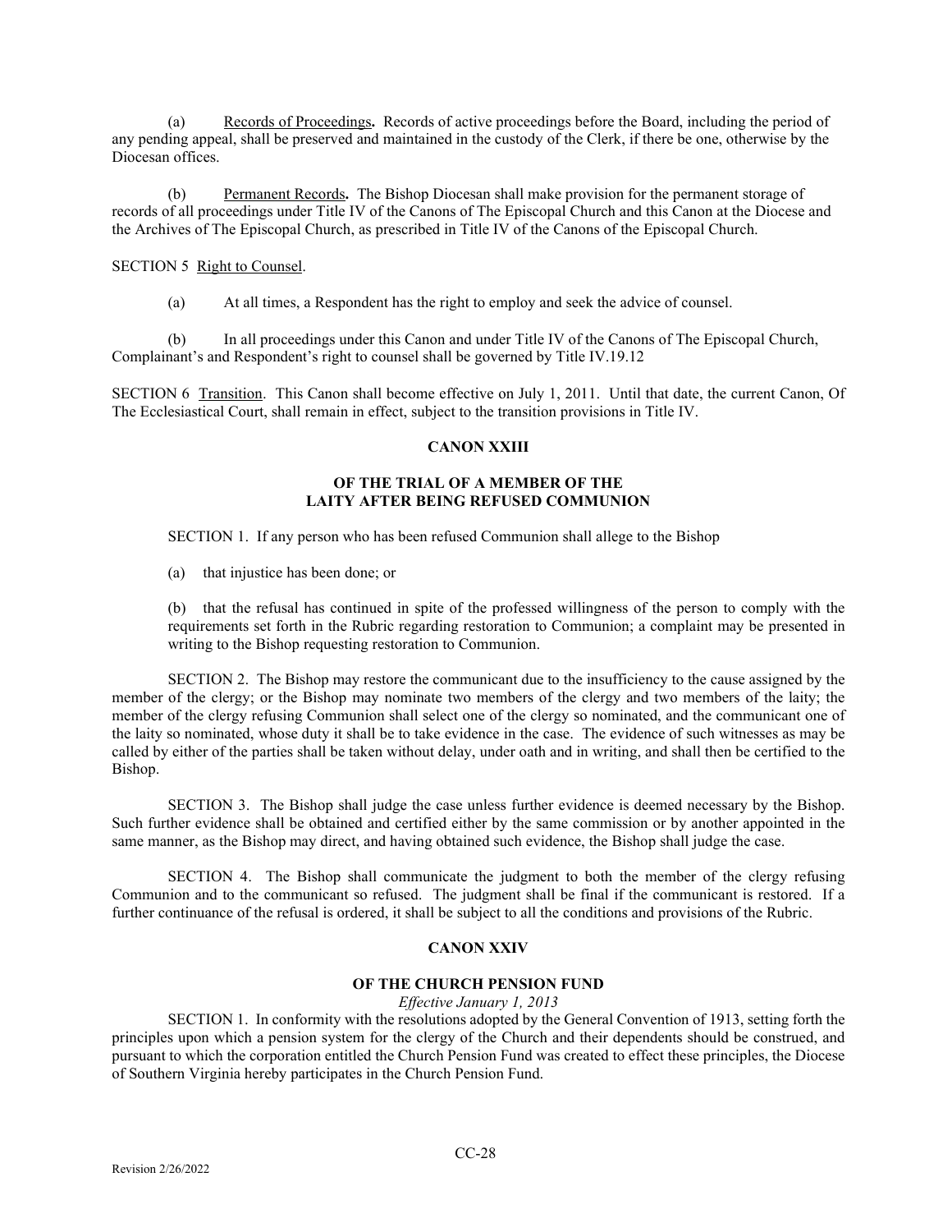(a) Records of Proceedings**.** Records of active proceedings before the Board, including the period of any pending appeal, shall be preserved and maintained in the custody of the Clerk, if there be one, otherwise by the Diocesan offices.

(b) Permanent Records**.** The Bishop Diocesan shall make provision for the permanent storage of records of all proceedings under Title IV of the Canons of The Episcopal Church and this Canon at the Diocese and the Archives of The Episcopal Church, as prescribed in Title IV of the Canons of the Episcopal Church.

SECTION 5 Right to Counsel.

(a) At all times, a Respondent has the right to employ and seek the advice of counsel.

(b) In all proceedings under this Canon and under Title IV of the Canons of The Episcopal Church, Complainant's and Respondent's right to counsel shall be governed by Title IV.19.12

SECTION 6 Transition. This Canon shall become effective on July 1, 2011. Until that date, the current Canon, Of The Ecclesiastical Court, shall remain in effect, subject to the transition provisions in Title IV.

## CANON XXIII

### OF THE TRIAL OF A MEMBER OF THE LAITY AFTER BEING REFUSED COMMUNION

SECTION 1. If any person who has been refused Communion shall allege to the Bishop

(a) that injustice has been done; or

(b) that the refusal has continued in spite of the professed willingness of the person to comply with the requirements set forth in the Rubric regarding restoration to Communion; a complaint may be presented in writing to the Bishop requesting restoration to Communion.

SECTION 2. The Bishop may restore the communicant due to the insufficiency to the cause assigned by the member of the clergy; or the Bishop may nominate two members of the clergy and two members of the laity; the member of the clergy refusing Communion shall select one of the clergy so nominated, and the communicant one of the laity so nominated, whose duty it shall be to take evidence in the case. The evidence of such witnesses as may be called by either of the parties shall be taken without delay, under oath and in writing, and shall then be certified to the Bishop.

SECTION 3. The Bishop shall judge the case unless further evidence is deemed necessary by the Bishop. Such further evidence shall be obtained and certified either by the same commission or by another appointed in the same manner, as the Bishop may direct, and having obtained such evidence, the Bishop shall judge the case.

SECTION 4. The Bishop shall communicate the judgment to both the member of the clergy refusing Communion and to the communicant so refused. The judgment shall be final if the communicant is restored. If a further continuance of the refusal is ordered, it shall be subject to all the conditions and provisions of the Rubric.

## CANON XXIV

### OF THE CHURCH PENSION FUND

*Effective January 1, 2013*

SECTION 1. In conformity with the resolutions adopted by the General Convention of 1913, setting forth the principles upon which a pension system for the clergy of the Church and their dependents should be construed, and pursuant to which the corporation entitled the Church Pension Fund was created to effect these principles, the Diocese of Southern Virginia hereby participates in the Church Pension Fund.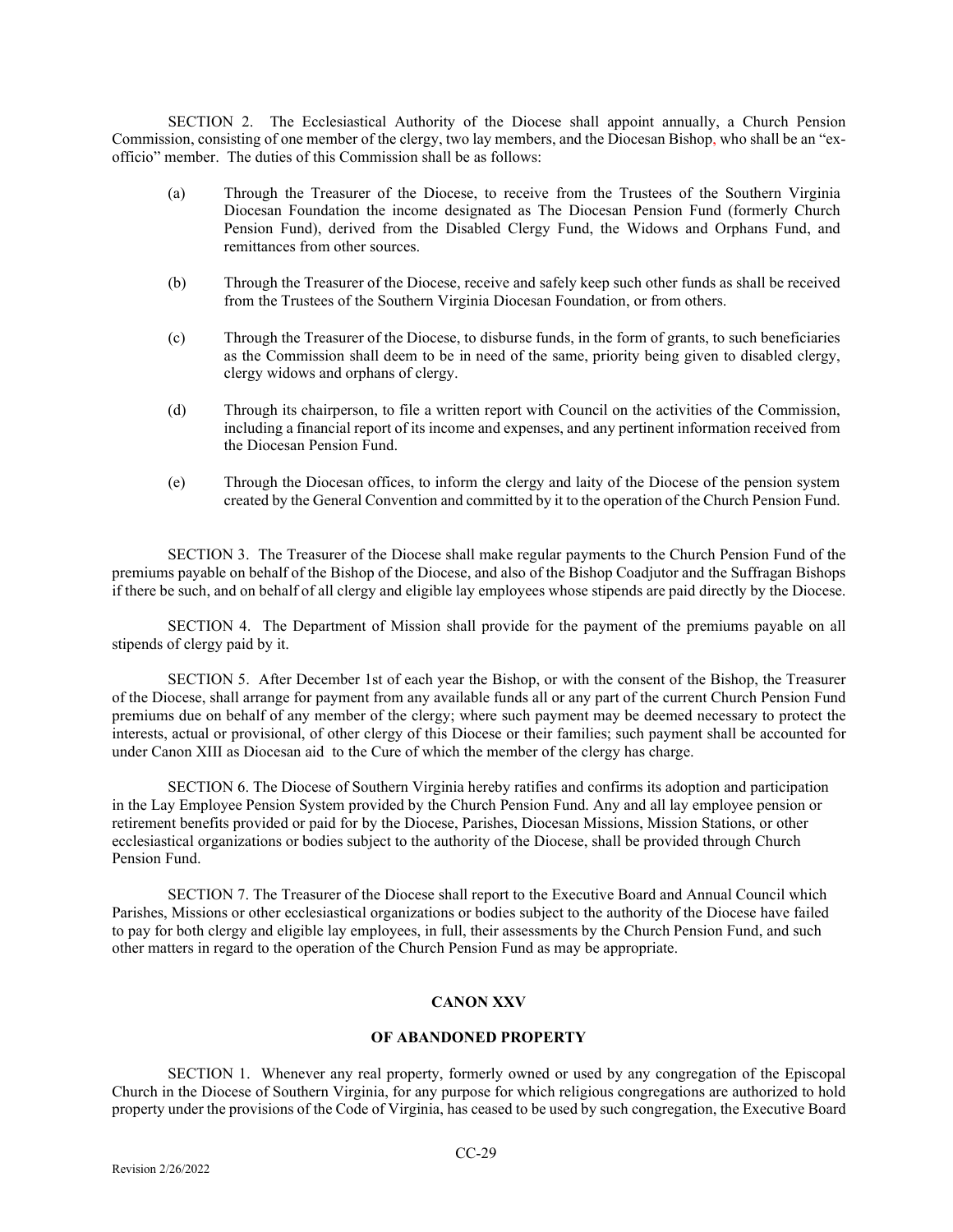SECTION 2. The Ecclesiastical Authority of the Diocese shall appoint annually, a Church Pension Commission, consisting of one member of the clergy, two lay members, and the Diocesan Bishop, who shall be an "ex-officio" member. The duties of this Commission shall be as follows:

(a) Through the Treasurer of the Diocese, to receive from the Trustees of the Southern Virginia Diocesan Foundation the income designated as The Diocesan Pension Fund (formerly Church Pension Fund), derived from the Disabled Clergy Fund, the Widows and Orphans Fund, and remittances from other sources.

(b) Through the Treasurer of the Diocese, receive and safely keep such other funds as shall be received from the Trustees of the Southern Virginia Diocesan Foundation, or from others.

(c) Through the Treasurer of the Diocese, to disburse funds, in the form of grants, to such beneficiaries as the Commission shall deem to be in need of the same, priority being given to disabled clergy, clergy widows and orphans of clergy.

(d) Through its chairperson, to file a written report with Council on the activities of the Commission, including a financial report of its income and expenses, and any pertinent information received from the Diocesan Pension Fund.

(e) Through the Diocesan offices, to inform the clergy and laity of the Diocese of the pension system created by the General Convention and committed by it to the operation of the Church Pension Fund.

SECTION 3. The Treasurer of the Diocese shall make regular payments to the Church Pension Fund of the premiums payable on behalf of the Bishop of the Diocese, and also of the Bishop Coadjutor and the Suffragan Bishops if there be such, and on behalf of all clergy and eligible lay employees whose stipends are paid directly by the Diocese.

SECTION 4. The Department of Mission shall provide for the payment of the premiums payable on all stipends of clergy paid by it.

SECTION 5. After December 1st of each year the Bishop, or with the consent of the Bishop, the Treasurer of the Diocese, shall arrange for payment from any available funds all or any part of the current Church Pension Fund premiums due on behalf of any member of the clergy; where such payment may be deemed necessary to protect the interests, actual or provisional, of other clergy of this Diocese or their families; such payment shall be accounted for under Canon XIII as Diocesan aid to the Cure of which the member of the clergy has charge.

SECTION 6. The Diocese of Southern Virginia hereby ratifies and confirms its adoption and participation in the Lay Employee Pension System provided by the Church Pension Fund. Any and all lay employee pension or retirement benefits provided or paid for by the Diocese, Parishes, Diocesan Missions, Mission Stations, or other ecclesiastical organizations or bodies subject to the authority of the Diocese, shall be provided through Church Pension Fund.

SECTION 7. The Treasurer of the Diocese shall report to the Executive Board and Annual Council which Parishes, Missions or other ecclesiastical organizations or bodies subject to the authority of the Diocese have failed to pay for both clergy and eligible lay employees, in full, their assessments by the Church Pension Fund, and such other matters in regard to the operation of the Church Pension Fund as may be appropriate.

## CANON XXV

### OF ABANDONED PROPERTY

SECTION 1. Whenever any real property, formerly owned or used by any congregation of the Episcopal Church in the Diocese of Southern Virginia, for any purpose for which religious congregations are authorized to hold property under the provisions of the Code of Virginia, has ceased to be used by such congregation, the Executive Board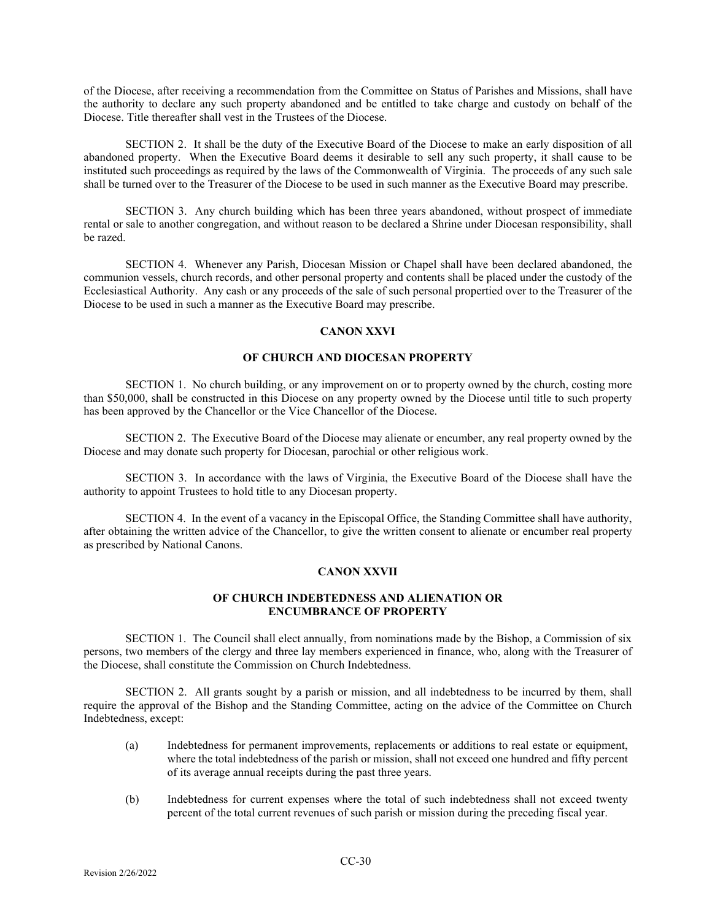of the Diocese, after receiving a recommendation from the Committee on Status of Parishes and Missions, shall have the authority to declare any such property abandoned and be entitled to take charge and custody on behalf of the Diocese. Title thereafter shall vest in the Trustees of the Diocese.

SECTION 2. It shall be the duty of the Executive Board of the Diocese to make an early disposition of all abandoned property. When the Executive Board deems it desirable to sell any such property, it shall cause to be instituted such proceedings as required by the laws of the Commonwealth of Virginia. The proceeds of any such sale shall be turned over to the Treasurer of the Diocese to be used in such manner as the Executive Board may prescribe.

SECTION 3. Any church building which has been three years abandoned, without prospect of immediate rental or sale to another congregation, and without reason to be declared a Shrine under Diocesan responsibility, shall be razed.

SECTION 4. Whenever any Parish, Diocesan Mission or Chapel shall have been declared abandoned, the communion vessels, church records, and other personal property and contents shall be placed under the custody of the Ecclesiastical Authority. Any cash or any proceeds of the sale of such personal propertied over to the Treasurer of the Diocese to be used in such a manner as the Executive Board may prescribe.

## CANON XXVI

### OF CHURCH AND DIOCESAN PROPERTY

SECTION 1. No church building, or any improvement on or to property owned by the church, costing more than $50,000, shall be constructed in this Diocese on any property owned by the Diocese until title to such property has been approved by the Chancellor or the Vice Chancellor of the Diocese.

SECTION 2. The Executive Board of the Diocese may alienate or encumber, any real property owned by the Diocese and may donate such property for Diocesan, parochial or other religious work.

SECTION 3. In accordance with the laws of Virginia, the Executive Board of the Diocese shall have the authority to appoint Trustees to hold title to any Diocesan property.

SECTION 4. In the event of a vacancy in the Episcopal Office, the Standing Committee shall have authority, after obtaining the written advice of the Chancellor, to give the written consent to alienate or encumber real property as prescribed by National Canons.

## CANON XXVII

### OF CHURCH INDEBTEDNESS AND ALIENATION OR ENCUMBRANCE OF PROPERTY

SECTION 1. The Council shall elect annually, from nominations made by the Bishop, a Commission of six persons, two members of the clergy and three lay members experienced in finance, who, along with the Treasurer of the Diocese, shall constitute the Commission on Church Indebtedness.

SECTION 2. All grants sought by a parish or mission, and all indebtedness to be incurred by them, shall require the approval of the Bishop and the Standing Committee, acting on the advice of the Committee on Church Indebtedness, except:

(a) Indebtedness for permanent improvements, replacements or additions to real estate or equipment, where the total indebtedness of the parish or mission, shall not exceed one hundred and fifty percent of its average annual receipts during the past three years.

(b) Indebtedness for current expenses where the total of such indebtedness shall not exceed twenty percent of the total current revenues of such parish or mission during the preceding fiscal year.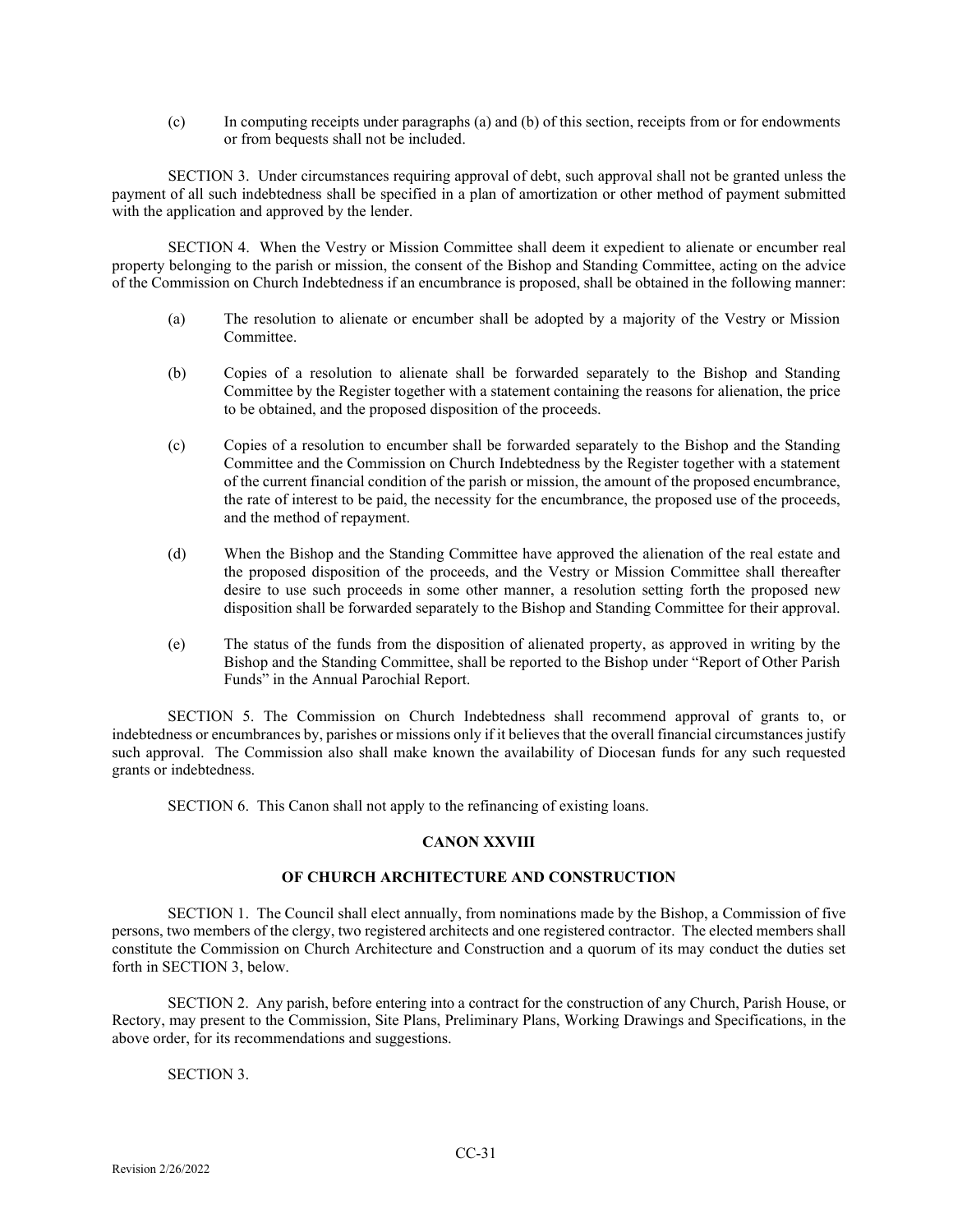(c) In computing receipts under paragraphs (a) and (b) of this section, receipts from or for endowments or from bequests shall not be included.

SECTION 3. Under circumstances requiring approval of debt, such approval shall not be granted unless the payment of all such indebtedness shall be specified in a plan of amortization or other method of payment submitted with the application and approved by the lender.

SECTION 4. When the Vestry or Mission Committee shall deem it expedient to alienate or encumber real property belonging to the parish or mission, the consent of the Bishop and Standing Committee, acting on the advice of the Commission on Church Indebtedness if an encumbrance is proposed, shall be obtained in the following manner:

(a) The resolution to alienate or encumber shall be adopted by a majority of the Vestry or Mission Committee.

(b) Copies of a resolution to alienate shall be forwarded separately to the Bishop and Standing Committee by the Register together with a statement containing the reasons for alienation, the price to be obtained, and the proposed disposition of the proceeds.

(c) Copies of a resolution to encumber shall be forwarded separately to the Bishop and the Standing Committee and the Commission on Church Indebtedness by the Register together with a statement of the current financial condition of the parish or mission, the amount of the proposed encumbrance, the rate of interest to be paid, the necessity for the encumbrance, the proposed use of the proceeds, and the method of repayment.

(d) When the Bishop and the Standing Committee have approved the alienation of the real estate and the proposed disposition of the proceeds, and the Vestry or Mission Committee shall thereafter desire to use such proceeds in some other manner, a resolution setting forth the proposed new disposition shall be forwarded separately to the Bishop and Standing Committee for their approval.

(e) The status of the funds from the disposition of alienated property, as approved in writing by the Bishop and the Standing Committee, shall be reported to the Bishop under "Report of Other Parish Funds" in the Annual Parochial Report.

SECTION 5. The Commission on Church Indebtedness shall recommend approval of grants to, or indebtedness or encumbrances by, parishes or missions only if it believes that the overall financial circumstances justify such approval. The Commission also shall make known the availability of Diocesan funds for any such requested grants or indebtedness.

SECTION 6. This Canon shall not apply to the refinancing of existing loans.

## CANON XXVIII

### OF CHURCH ARCHITECTURE AND CONSTRUCTION

SECTION 1. The Council shall elect annually, from nominations made by the Bishop, a Commission of five persons, two members of the clergy, two registered architects and one registered contractor. The elected members shall constitute the Commission on Church Architecture and Construction and a quorum of its may conduct the duties set forth in SECTION 3, below.

SECTION 2. Any parish, before entering into a contract for the construction of any Church, Parish House, or Rectory, may present to the Commission, Site Plans, Preliminary Plans, Working Drawings and Specifications, in the above order, for its recommendations and suggestions.

SECTION 3.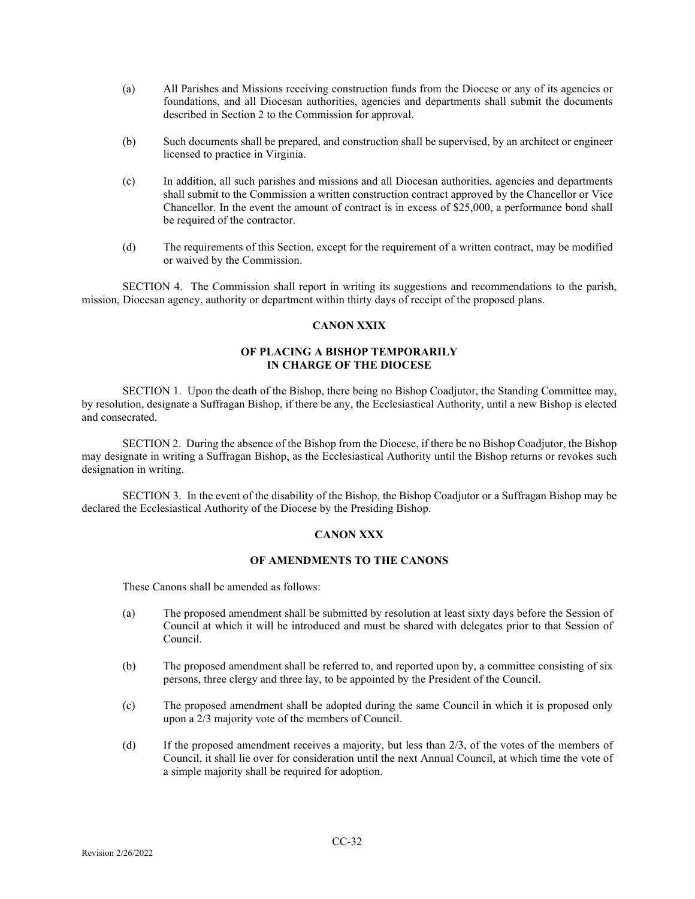(a) All Parishes and Missions receiving construction funds from the Diocese or any of its agencies or foundations, and all Diocesan authorities, agencies and departments shall submit the documents described in Section 2 to the Commission for approval.

(b) Such documents shall be prepared, and construction shall be supervised, by an architect or engineer licensed to practice in Virginia.

(c) In addition, all such parishes and missions and all Diocesan authorities, agencies and departments shall submit to the Commission a written construction contract approved by the Chancellor or Vice Chancellor. In the event the amount of contract is in excess of $25,000, a performance bond shall be required of the contractor.

(d) The requirements of this Section, except for the requirement of a written contract, may be modified or waived by the Commission.

SECTION 4. The Commission shall report in writing its suggestions and recommendations to the parish, mission, Diocesan agency, authority or department within thirty days of receipt of the proposed plans.

## CANON XXIX

### OF PLACING A BISHOP TEMPORARILY IN CHARGE OF THE DIOCESE

SECTION 1. Upon the death of the Bishop, there being no Bishop Coadjutor, the Standing Committee may, by resolution, designate a Suffragan Bishop, if there be any, the Ecclesiastical Authority, until a new Bishop is elected and consecrated.

SECTION 2. During the absence of the Bishop from the Diocese, if there be no Bishop Coadjutor, the Bishop may designate in writing a Suffragan Bishop, as the Ecclesiastical Authority until the Bishop returns or revokes such designation in writing.

SECTION 3. In the event of the disability of the Bishop, the Bishop Coadjutor or a Suffragan Bishop may be declared the Ecclesiastical Authority of the Diocese by the Presiding Bishop.

## CANON XXX

### OF AMENDMENTS TO THE CANONS

These Canons shall be amended as follows:

(a) The proposed amendment shall be submitted by resolution at least sixty days before the Session of Council at which it will be introduced and must be shared with delegates prior to that Session of Council.

(b) The proposed amendment shall be referred to, and reported upon by, a committee consisting of six persons, three clergy and three lay, to be appointed by the President of the Council.

(c) The proposed amendment shall be adopted during the same Council in which it is proposed only upon a 2/3 majority vote of the members of Council.

(d) If the proposed amendment receives a majority, but less than 2/3, of the votes of the members of Council, it shall lie over for consideration until the next Annual Council, at which time the vote of a simple majority shall be required for adoption.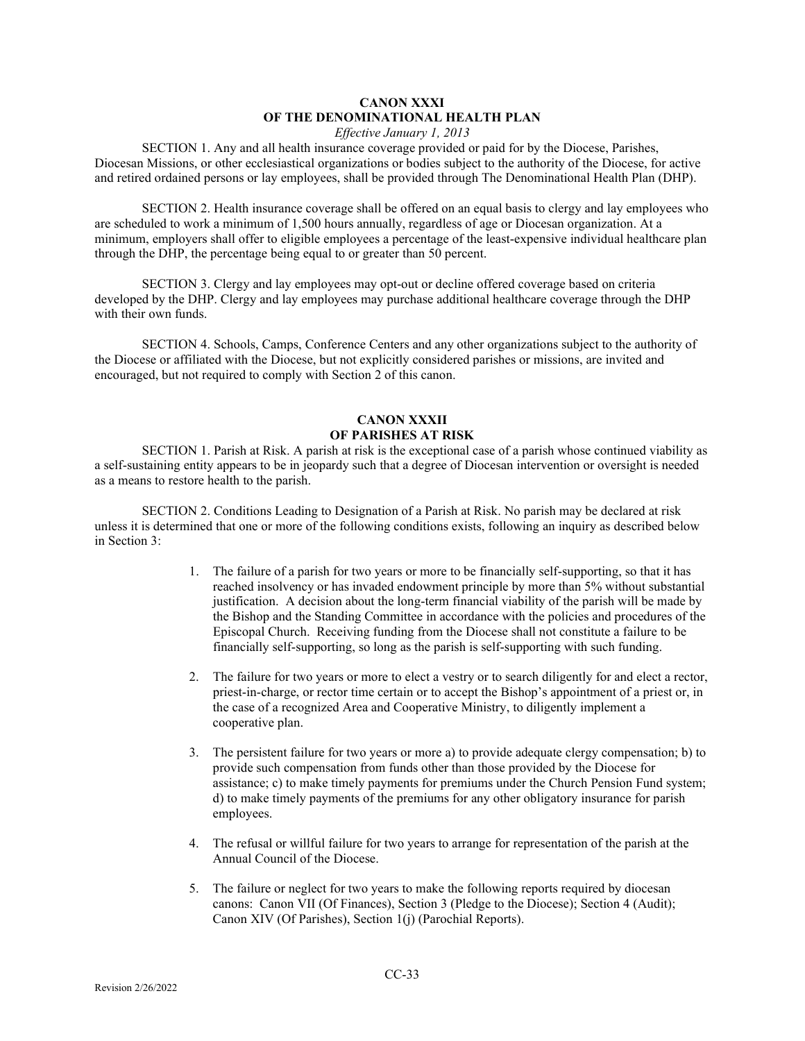## CANON XXXI
## OF THE DENOMINATIONAL HEALTH PLAN

*Effective January 1, 2013*

SECTION 1. Any and all health insurance coverage provided or paid for by the Diocese, Parishes, Diocesan Missions, or other ecclesiastical organizations or bodies subject to the authority of the Diocese, for active and retired ordained persons or lay employees, shall be provided through The Denominational Health Plan (DHP).

SECTION 2. Health insurance coverage shall be offered on an equal basis to clergy and lay employees who are scheduled to work a minimum of 1,500 hours annually, regardless of age or Diocesan organization. At a minimum, employers shall offer to eligible employees a percentage of the least-expensive individual healthcare plan through the DHP, the percentage being equal to or greater than 50 percent.

SECTION 3. Clergy and lay employees may opt-out or decline offered coverage based on criteria developed by the DHP. Clergy and lay employees may purchase additional healthcare coverage through the DHP with their own funds.

SECTION 4. Schools, Camps, Conference Centers and any other organizations subject to the authority of the Diocese or affiliated with the Diocese, but not explicitly considered parishes or missions, are invited and encouraged, but not required to comply with Section 2 of this canon.

## CANON XXXII
## OF PARISHES AT RISK

SECTION 1. Parish at Risk. A parish at risk is the exceptional case of a parish whose continued viability as a self-sustaining entity appears to be in jeopardy such that a degree of Diocesan intervention or oversight is needed as a means to restore health to the parish.

SECTION 2. Conditions Leading to Designation of a Parish at Risk. No parish may be declared at risk unless it is determined that one or more of the following conditions exists, following an inquiry as described below in Section 3:

1. The failure of a parish for two years or more to be financially self-supporting, so that it has reached insolvency or has invaded endowment principle by more than 5% without substantial justification. A decision about the long-term financial viability of the parish will be made by the Bishop and the Standing Committee in accordance with the policies and procedures of the Episcopal Church. Receiving funding from the Diocese shall not constitute a failure to be financially self-supporting, so long as the parish is self-supporting with such funding.

2. The failure for two years or more to elect a vestry or to search diligently for and elect a rector, priest-in-charge, or rector time certain or to accept the Bishop's appointment of a priest or, in the case of a recognized Area and Cooperative Ministry, to diligently implement a cooperative plan.

3. The persistent failure for two years or more a) to provide adequate clergy compensation; b) to provide such compensation from funds other than those provided by the Diocese for assistance; c) to make timely payments for premiums under the Church Pension Fund system; d) to make timely payments of the premiums for any other obligatory insurance for parish employees.

4. The refusal or willful failure for two years to arrange for representation of the parish at the Annual Council of the Diocese.

5. The failure or neglect for two years to make the following reports required by diocesan canons: Canon VII (Of Finances), Section 3 (Pledge to the Diocese); Section 4 (Audit); Canon XIV (Of Parishes), Section 1(j) (Parochial Reports).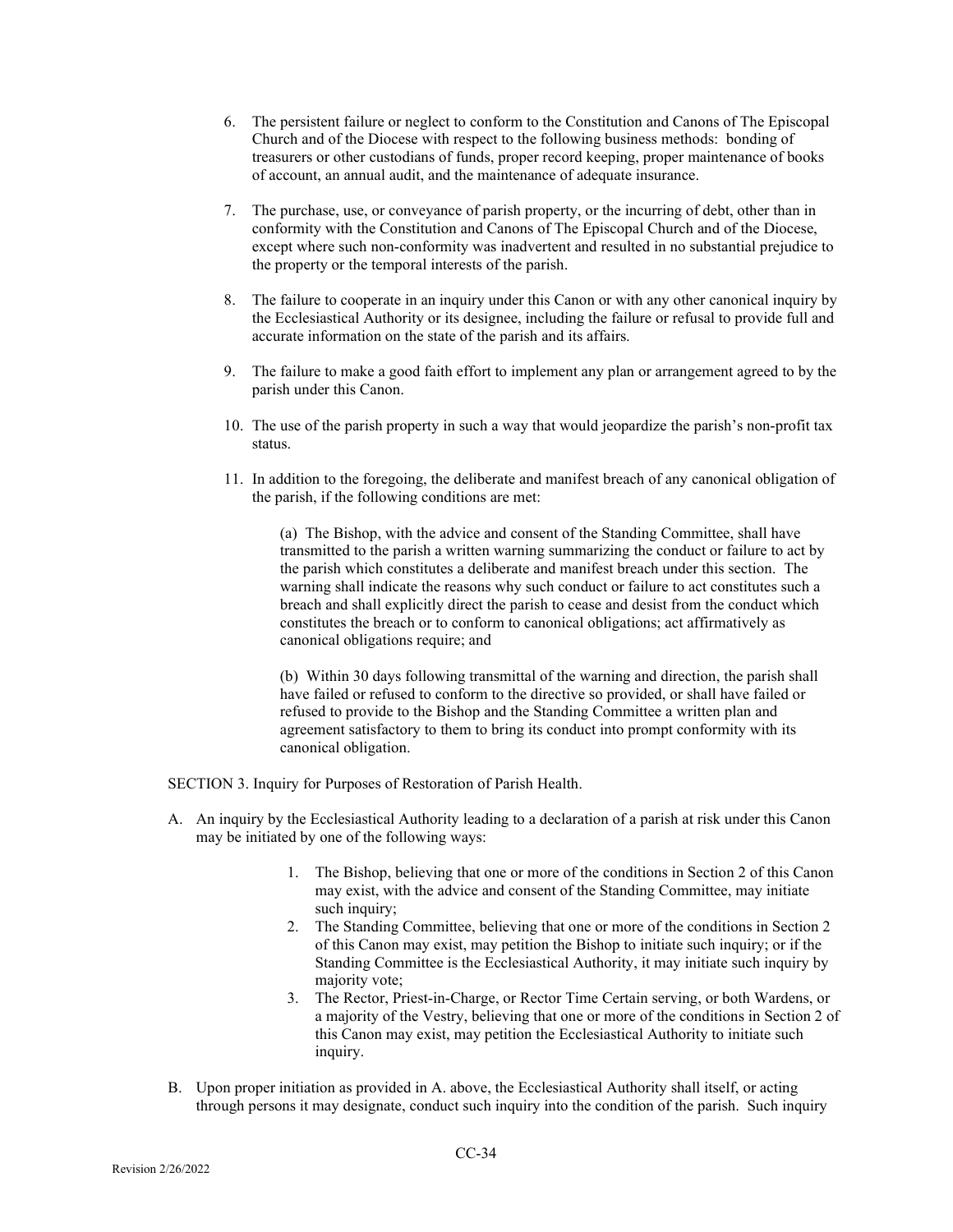6. The persistent failure or neglect to conform to the Constitution and Canons of The Episcopal Church and of the Diocese with respect to the following business methods: bonding of treasurers or other custodians of funds, proper record keeping, proper maintenance of books of account, an annual audit, and the maintenance of adequate insurance.

7. The purchase, use, or conveyance of parish property, or the incurring of debt, other than in conformity with the Constitution and Canons of The Episcopal Church and of the Diocese, except where such non-conformity was inadvertent and resulted in no substantial prejudice to the property or the temporal interests of the parish.

8. The failure to cooperate in an inquiry under this Canon or with any other canonical inquiry by the Ecclesiastical Authority or its designee, including the failure or refusal to provide full and accurate information on the state of the parish and its affairs.

9. The failure to make a good faith effort to implement any plan or arrangement agreed to by the parish under this Canon.

10. The use of the parish property in such a way that would jeopardize the parish's non-profit tax status.

11. In addition to the foregoing, the deliberate and manifest breach of any canonical obligation of the parish, if the following conditions are met:

    (a) The Bishop, with the advice and consent of the Standing Committee, shall have transmitted to the parish a written warning summarizing the conduct or failure to act by the parish which constitutes a deliberate and manifest breach under this section. The warning shall indicate the reasons why such conduct or failure to act constitutes such a breach and shall explicitly direct the parish to cease and desist from the conduct which constitutes the breach or to conform to canonical obligations; act affirmatively as canonical obligations require; and

    (b) Within 30 days following transmittal of the warning and direction, the parish shall have failed or refused to conform to the directive so provided, or shall have failed or refused to provide to the Bishop and the Standing Committee a written plan and agreement satisfactory to them to bring its conduct into prompt conformity with its canonical obligation.

SECTION 3. Inquiry for Purposes of Restoration of Parish Health.

A. An inquiry by the Ecclesiastical Authority leading to a declaration of a parish at risk under this Canon may be initiated by one of the following ways:

    1. The Bishop, believing that one or more of the conditions in Section 2 of this Canon may exist, with the advice and consent of the Standing Committee, may initiate such inquiry;
    2. The Standing Committee, believing that one or more of the conditions in Section 2 of this Canon may exist, may petition the Bishop to initiate such inquiry; or if the Standing Committee is the Ecclesiastical Authority, it may initiate such inquiry by majority vote;
    3. The Rector, Priest-in-Charge, or Rector Time Certain serving, or both Wardens, or a majority of the Vestry, believing that one or more of the conditions in Section 2 of this Canon may exist, may petition the Ecclesiastical Authority to initiate such inquiry.

B. Upon proper initiation as provided in A. above, the Ecclesiastical Authority shall itself, or acting through persons it may designate, conduct such inquiry into the condition of the parish. Such inquiry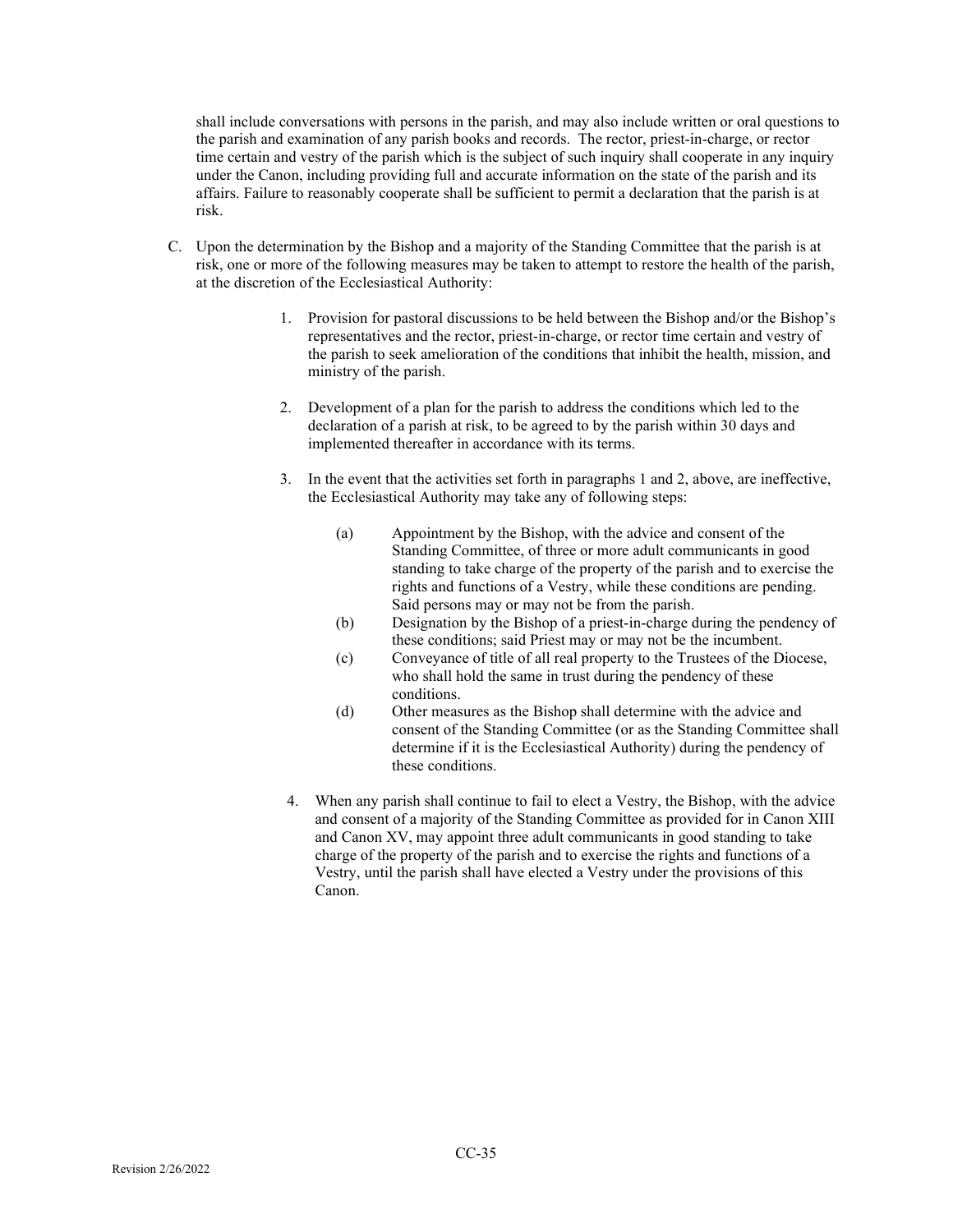shall include conversations with persons in the parish, and may also include written or oral questions to the parish and examination of any parish books and records. The rector, priest-in-charge, or rector time certain and vestry of the parish which is the subject of such inquiry shall cooperate in any inquiry under the Canon, including providing full and accurate information on the state of the parish and its affairs. Failure to reasonably cooperate shall be sufficient to permit a declaration that the parish is at risk.

C. Upon the determination by the Bishop and a majority of the Standing Committee that the parish is at risk, one or more of the following measures may be taken to attempt to restore the health of the parish, at the discretion of the Ecclesiastical Authority:

1. Provision for pastoral discussions to be held between the Bishop and/or the Bishop's representatives and the rector, priest-in-charge, or rector time certain and vestry of the parish to seek amelioration of the conditions that inhibit the health, mission, and ministry of the parish.

2. Development of a plan for the parish to address the conditions which led to the declaration of a parish at risk, to be agreed to by the parish within 30 days and implemented thereafter in accordance with its terms.

3. In the event that the activities set forth in paragraphs 1 and 2, above, are ineffective, the Ecclesiastical Authority may take any of following steps:

   (a) Appointment by the Bishop, with the advice and consent of the Standing Committee, of three or more adult communicants in good standing to take charge of the property of the parish and to exercise the rights and functions of a Vestry, while these conditions are pending. Said persons may or may not be from the parish.

   (b) Designation by the Bishop of a priest-in-charge during the pendency of these conditions; said Priest may or may not be the incumbent.

   (c) Conveyance of title of all real property to the Trustees of the Diocese, who shall hold the same in trust during the pendency of these conditions.

   (d) Other measures as the Bishop shall determine with the advice and consent of the Standing Committee (or as the Standing Committee shall determine if it is the Ecclesiastical Authority) during the pendency of these conditions.

4. When any parish shall continue to fail to elect a Vestry, the Bishop, with the advice and consent of a majority of the Standing Committee as provided for in Canon XIII and Canon XV, may appoint three adult communicants in good standing to take charge of the property of the parish and to exercise the rights and functions of a Vestry, until the parish shall have elected a Vestry under the provisions of this Canon.